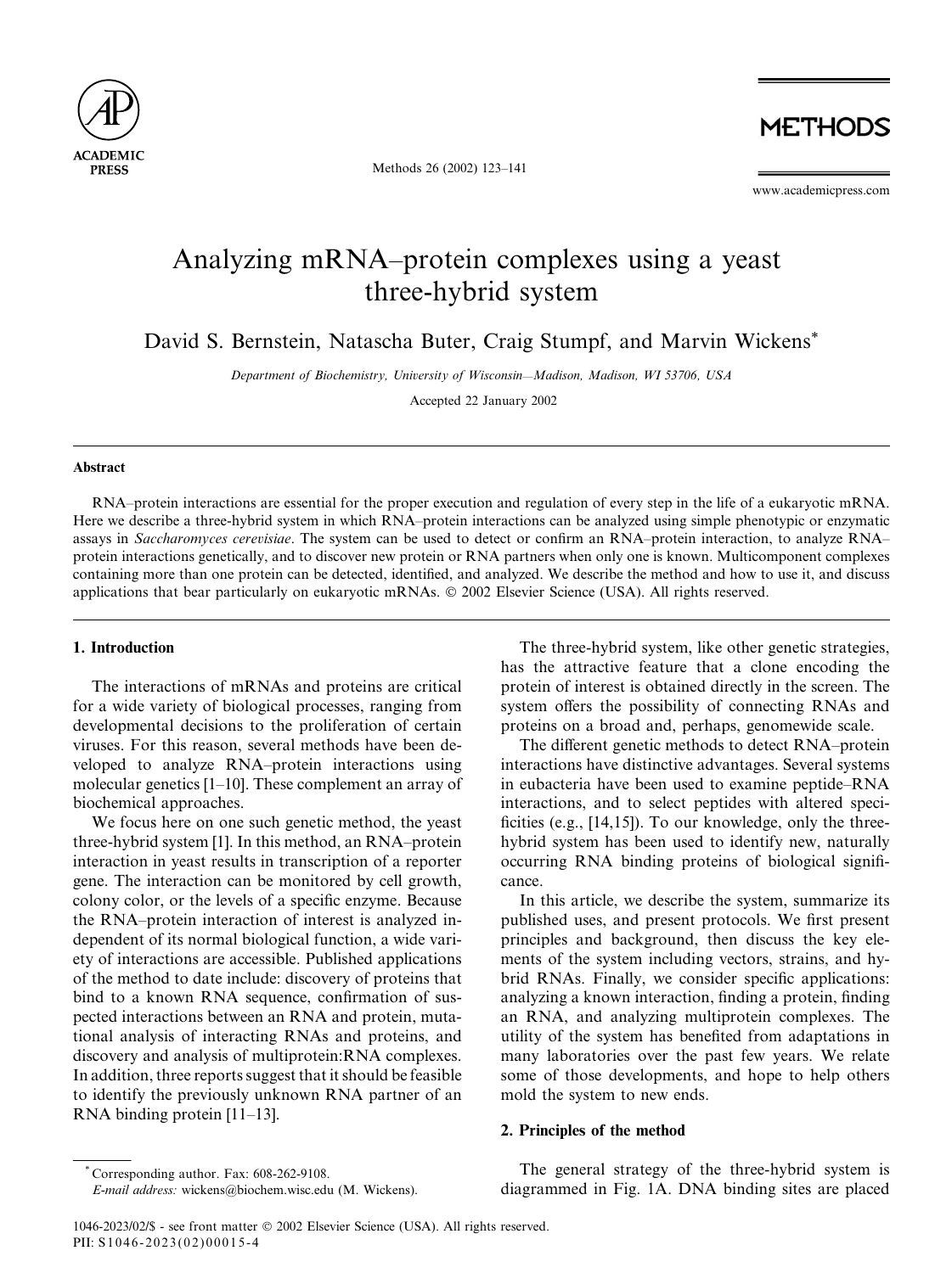# Analyzing mRNA–protein complexes using a yeast three-hybrid system

David S. Bernstein, Natascha Buter, Craig Stumpf, and Marvin Wickens*

*Department of Biochemistry, University of Wisconsin—Madison, Madison, WI 53706, USA*

Accepted 22 January 2002

## Abstract

RNA–protein interactions are essential for the proper execution and regulation of every step in the life of a eukaryotic mRNA. Here we describe a three-hybrid system in which RNA–protein interactions can be analyzed using simple phenotypic or enzymatic assays in *Saccharomyces cerevisiae*. The system can be used to detect or confirm an RNA–protein interaction, to analyze RNA–protein interactions genetically, and to discover new protein or RNA partners when only one is known. Multicomponent complexes containing more than one protein can be detected, identified, and analyzed. We describe the method and how to use it, and discuss applications that bear particularly on eukaryotic mRNAs. © 2002 Elsevier Science (USA). All rights reserved.

## 1. Introduction

The interactions of mRNAs and proteins are critical for a wide variety of biological processes, ranging from developmental decisions to the proliferation of certain viruses. For this reason, several methods have been developed to analyze RNA–protein interactions using molecular genetics [1–10]. These complement an array of biochemical approaches.

We focus here on one such genetic method, the yeast three-hybrid system [1]. In this method, an RNA–protein interaction in yeast results in transcription of a reporter gene. The interaction can be monitored by cell growth, colony color, or the levels of a specific enzyme. Because the RNA–protein interaction of interest is analyzed independent of its normal biological function, a wide variety of interactions are accessible. Published applications of the method to date include: discovery of proteins that bind to a known RNA sequence, confirmation of suspected interactions between an RNA and protein, mutational analysis of interacting RNAs and proteins, and discovery and analysis of multiprotein:RNA complexes. In addition, three reports suggest that it should be feasible to identify the previously unknown RNA partner of an RNA binding protein [11–13].

The three-hybrid system, like other genetic strategies, has the attractive feature that a clone encoding the protein of interest is obtained directly in the screen. The system offers the possibility of connecting RNAs and proteins on a broad and, perhaps, genomewide scale.

The different genetic methods to detect RNA–protein interactions have distinctive advantages. Several systems in eubacteria have been used to examine peptide–RNA interactions, and to select peptides with altered specificities (e.g., [14,15]). To our knowledge, only the three-hybrid system has been used to identify new, naturally occurring RNA binding proteins of biological significance.

In this article, we describe the system, summarize its published uses, and present protocols. We first present principles and background, then discuss the key elements of the system including vectors, strains, and hybrid RNAs. Finally, we consider specific applications: analyzing a known interaction, finding a protein, finding an RNA, and analyzing multiprotein complexes. The utility of the system has benefited from adaptations in many laboratories over the past few years. We relate some of those developments, and hope to help others mold the system to new ends.

## 2. Principles of the method

The general strategy of the three-hybrid system is diagrammed in Fig. 1A. DNA binding sites are placed

---

* Corresponding author. Fax: 608-262-9108.
*E-mail address:* wickens@biochem.wisc.edu (M. Wickens).

1046-2023/02/$ - see front matter © 2002 Elsevier Science (USA). All rights reserved.
PII: S1046-2023(02)00015-4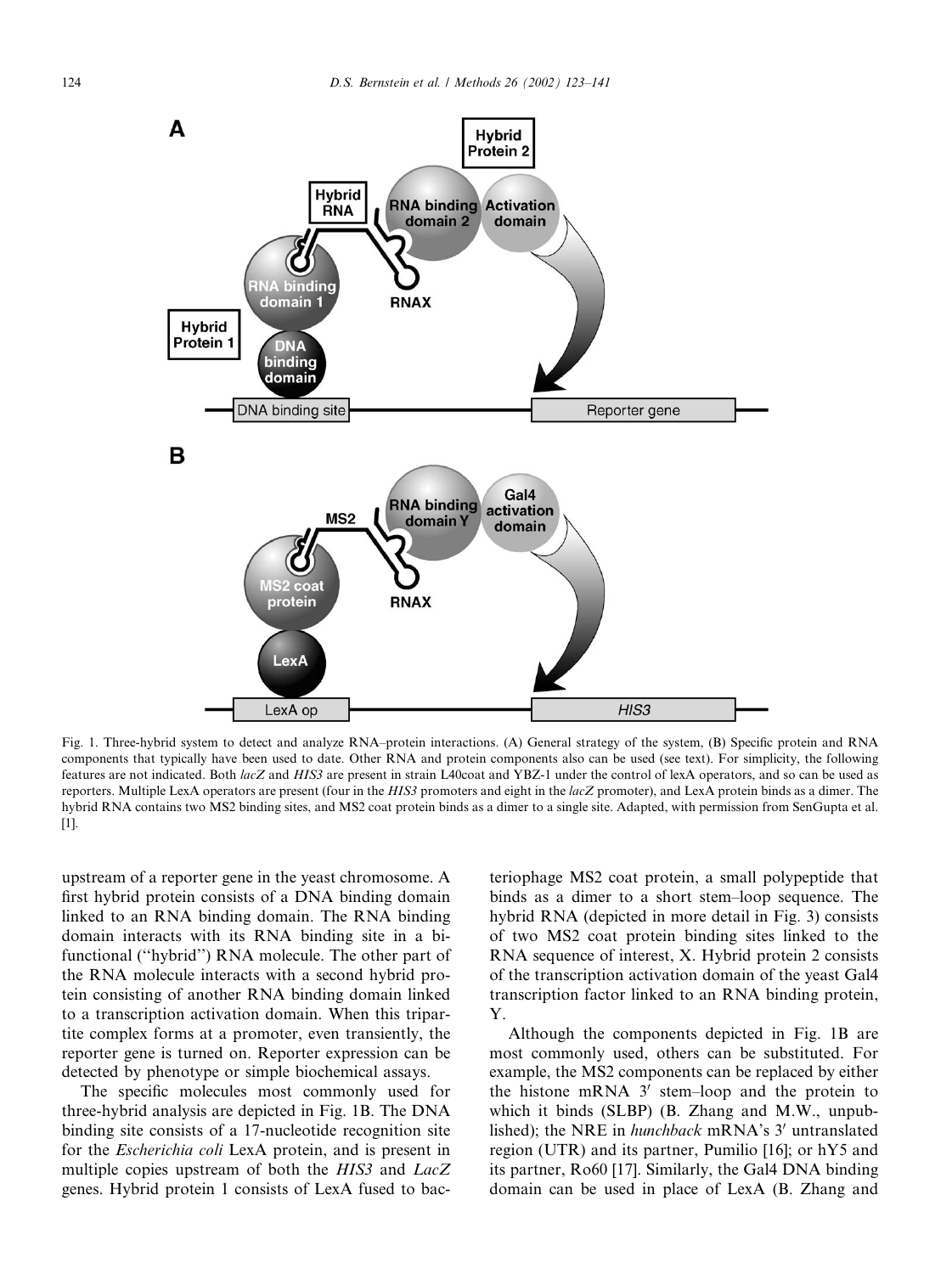Fig. 1. Three-hybrid system to detect and analyze RNA–protein interactions. (A) General strategy of the system, (B) Specific protein and RNA components that typically have been used to date. Other RNA and protein components also can be used (see text). For simplicity, the following features are not indicated. Both *lacZ* and *HIS3* are present in strain L40coat and YBZ-1 under the control of lexA operators, and so can be used as reporters. Multiple LexA operators are present (four in the *HIS3* promoters and eight in the *lacZ* promoter), and LexA protein binds as a dimer. The hybrid RNA contains two MS2 binding sites, and MS2 coat protein binds as a dimer to a single site. Adapted, with permission from SenGupta et al. [1].

upstream of a reporter gene in the yeast chromosome. A first hybrid protein consists of a DNA binding domain linked to an RNA binding domain. The RNA binding domain interacts with its RNA binding site in a bifunctional ("hybrid") RNA molecule. The other part of the RNA molecule interacts with a second hybrid protein consisting of another RNA binding domain linked to a transcription activation domain. When this tripartite complex forms at a promoter, even transiently, the reporter gene is turned on. Reporter expression can be detected by phenotype or simple biochemical assays.

The specific molecules most commonly used for three-hybrid analysis are depicted in Fig. 1B. The DNA binding site consists of a 17-nucleotide recognition site for the *Escherichia coli* LexA protein, and is present in multiple copies upstream of both the *HIS3* and *LacZ* genes. Hybrid protein 1 consists of LexA fused to bacteriophage MS2 coat protein, a small polypeptide that binds as a dimer to a short stem–loop sequence. The hybrid RNA (depicted in more detail in Fig. 3) consists of two MS2 coat protein binding sites linked to the RNA sequence of interest, X. Hybrid protein 2 consists of the transcription activation domain of the yeast Gal4 transcription factor linked to an RNA binding protein, Y.

Although the components depicted in Fig. 1B are most commonly used, others can be substituted. For example, the MS2 components can be replaced by either the histone mRNA 3′ stem–loop and the protein to which it binds (SLBP) (B. Zhang and M.W., unpublished); the NRE in *hunchback* mRNA's 3′ untranslated region (UTR) and its partner, Pumilio [16]; or hY5 and its partner, Ro60 [17]. Similarly, the Gal4 DNA binding domain can be used in place of LexA (B. Zhang and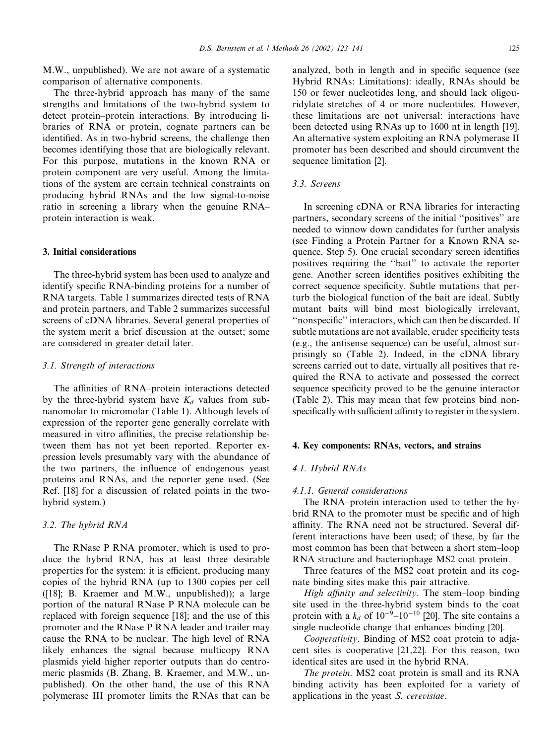M.W., unpublished). We are not aware of a systematic comparison of alternative components.

The three-hybrid approach has many of the same strengths and limitations of the two-hybrid system to detect protein–protein interactions. By introducing libraries of RNA or protein, cognate partners can be identified. As in two-hybrid screens, the challenge then becomes identifying those that are biologically relevant. For this purpose, mutations in the known RNA or protein component are very useful. Among the limitations of the system are certain technical constraints on producing hybrid RNAs and the low signal-to-noise ratio in screening a library when the genuine RNA–protein interaction is weak.

## 3. Initial considerations

The three-hybrid system has been used to analyze and identify specific RNA-binding proteins for a number of RNA targets. Table 1 summarizes directed tests of RNA and protein partners, and Table 2 summarizes successful screens of cDNA libraries. Several general properties of the system merit a brief discussion at the outset; some are considered in greater detail later.

### 3.1. Strength of interactions

The affinities of RNA–protein interactions detected by the three-hybrid system have $K_d$ values from subnanomolar to micromolar (Table 1). Although levels of expression of the reporter gene generally correlate with measured in vitro affinities, the precise relationship between them has not yet been reported. Reporter expression levels presumably vary with the abundance of the two partners, the influence of endogenous yeast proteins and RNAs, and the reporter gene used. (See Ref. [18] for a discussion of related points in the two-hybrid system.)

### 3.2. The hybrid RNA

The RNase P RNA promoter, which is used to produce the hybrid RNA, has at least three desirable properties for the system: it is efficient, producing many copies of the hybrid RNA (up to 1300 copies per cell ([18]; B. Kraemer and M.W., unpublished)); a large portion of the natural RNase P RNA molecule can be replaced with foreign sequence [18]; and the use of this promoter and the RNase P RNA leader and trailer may cause the RNA to be nuclear. The high level of RNA likely enhances the signal because multicopy RNA plasmids yield higher reporter outputs than do centromeric plasmids (B. Zhang, B. Kraemer, and M.W., unpublished). On the other hand, the use of this RNA polymerase III promoter limits the RNAs that can be analyzed, both in length and in specific sequence (see Hybrid RNAs: Limitations): ideally, RNAs should be 150 or fewer nucleotides long, and should lack oligouridylate stretches of 4 or more nucleotides. However, these limitations are not universal: interactions have been detected using RNAs up to 1600 nt in length [19]. An alternative system exploiting an RNA polymerase II promoter has been described and should circumvent the sequence limitation [2].

### 3.3. Screens

In screening cDNA or RNA libraries for interacting partners, secondary screens of the initial "positives" are needed to winnow down candidates for further analysis (see Finding a Protein Partner for a Known RNA sequence, Step 5). One crucial secondary screen identifies positives requiring the "bait" to activate the reporter gene. Another screen identifies positives exhibiting the correct sequence specificity. Subtle mutations that perturb the biological function of the bait are ideal. Subtly mutant baits will bind most biologically irrelevant, "nonspecific" interactors, which can then be discarded. If subtle mutations are not available, cruder specificity tests (e.g., the antisense sequence) can be useful, almost surprisingly so (Table 2). Indeed, in the cDNA library screens carried out to date, virtually all positives that required the RNA to activate and possessed the correct sequence specificity proved to be the genuine interactor (Table 2). This may mean that few proteins bind nonspecifically with sufficient affinity to register in the system.

## 4. Key components: RNAs, vectors, and strains

### 4.1. Hybrid RNAs

#### 4.1.1. General considerations

The RNA–protein interaction used to tether the hybrid RNA to the promoter must be specific and of high affinity. The RNA need not be structured. Several different interactions have been used; of these, by far the most common has been that between a short stem–loop RNA structure and bacteriophage MS2 coat protein.

Three features of the MS2 coat protein and its cognate binding sites make this pair attractive.

*High affinity and selectivity*. The stem–loop binding site used in the three-hybrid system binds to the coat protein with a $k_d$ of $10^{-9}$–$10^{-10}$ [20]. The site contains a single nucleotide change that enhances binding [20].

*Cooperativity*. Binding of MS2 coat protein to adjacent sites is cooperative [21,22]. For this reason, two identical sites are used in the hybrid RNA.

*The protein*. MS2 coat protein is small and its RNA binding activity has been exploited for a variety of applications in the yeast *S. cerevisiae*.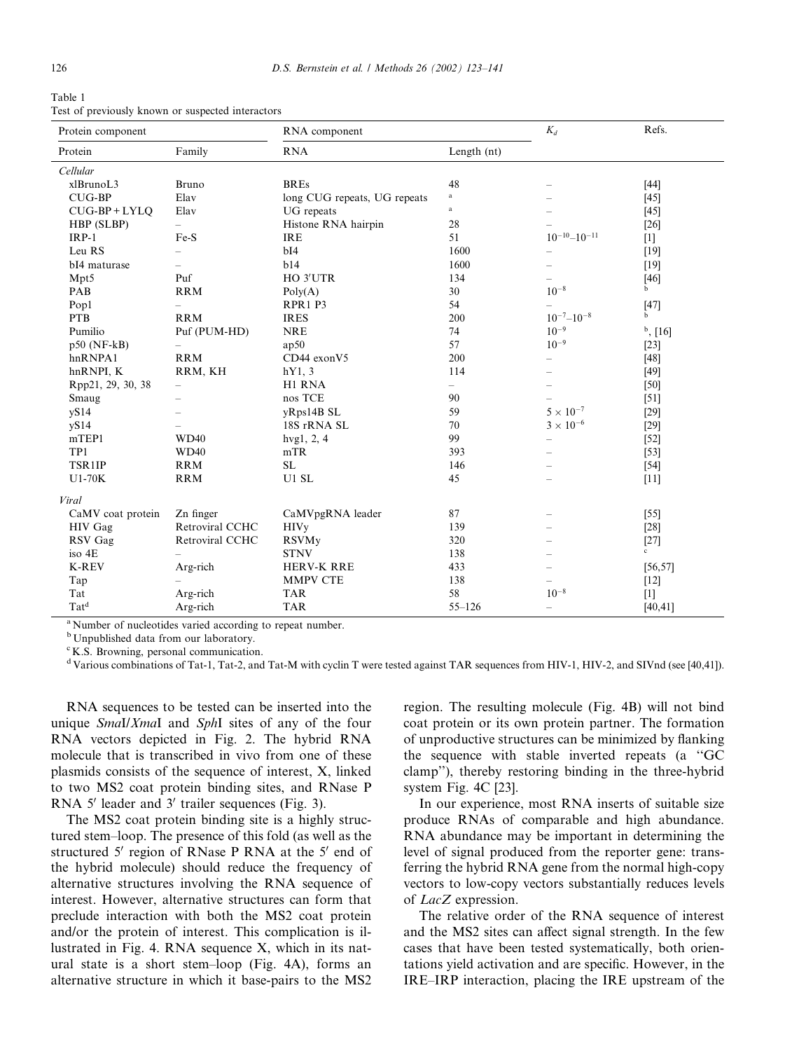Table 1
Test of previously known or suspected interactors

| Protein component | | RNA component | | $K_d$ | Refs. |
|---|---|---|---|---|---|
| Protein | Family | RNA | Length (nt) | | |
| *Cellular* | | | | | |
| xlBrunoL3 | Bruno | BREs | 48 | – | [44] |
| CUG-BP | Elav | long CUG repeats, UG repeats | [a] | – | [45] |
| CUG-BP + LYLQ | Elav | UG repeats | [a] | – | [45] |
| HBP (SLBP) | – | Histone RNA hairpin | 28 | – | [26] |
| IRP-1 | Fe-S | IRE | 51 | $10^{-10}$–$10^{-11}$ | [1] |
| Leu RS | – | bI4 | 1600 | – | [19] |
| bI4 maturase | – | b14 | 1600 | – | [19] |
| Mpt5 | Puf | HO 3′UTR | 134 | – | [46] |
| PAB | RRM | Poly(A) | 30 | $10^{-8}$ | [b] |
| Pop1 | – | RPR1 P3 | 54 | – | [47] |
| PTB | RRM | IRES | 200 | $10^{-7}$–$10^{-8}$ | [b] |
| Pumilio | Puf (PUM-HD) | NRE | 74 | $10^{-9}$ | [b], [16] |
| p50 (NF-kB) | – | ap50 | 57 | $10^{-9}$ | [23] |
| hnRNPA1 | RRM | CD44 exonV5 | 200 | – | [48] |
| hnRNPI, K | RRM, KH | hY1, 3 | 114 | – | [49] |
| Rpp21, 29, 30, 38 | – | H1 RNA | – | – | [50] |
| Smaug | – | nos TCE | 90 | – | [51] |
| yS14 | – | yRps14B SL | 59 | $5 \times 10^{-7}$ | [29] |
| yS14 | – | 18S rRNA SL | 70 | $3 \times 10^{-6}$ | [29] |
| mTEP1 | WD40 | hvg1, 2, 4 | 99 | – | [52] |
| TP1 | WD40 | mTR | 393 | – | [53] |
| TSR1IP | RRM | SL | 146 | – | [54] |
| U1-70K | RRM | U1 SL | 45 | – | [11] |
| *Viral* | | | | | |
| CaMV coat protein | Zn finger | CaMVpgRNA leader | 87 | – | [55] |
| HIV Gag | Retroviral CCHC | HIVy | 139 | – | [28] |
| RSV Gag | Retroviral CCHC | RSVMy | 320 | – | [27] |
| iso 4E | – | STNV | 138 | – | [c] |
| K-REV | Arg-rich | HERV-K RRE | 433 | – | [56,57] |
| Tap | – | MMPV CTE | 138 | – | [12] |
| Tat | Arg-rich | TAR | 58 | $10^{-8}$ | [1] |
| Tat[d] | Arg-rich | TAR | 55–126 | – | [40,41] |

[a] Number of nucleotides varied according to repeat number.
[b] Unpublished data from our laboratory.
[c] K.S. Browning, personal communication.
[d] Various combinations of Tat-1, Tat-2, and Tat-M with cyclin T were tested against TAR sequences from HIV-1, HIV-2, and SIVnd (see [40,41]).

RNA sequences to be tested can be inserted into the unique *Sma*I/*Xma*I and *Sph*I sites of any of the four RNA vectors depicted in Fig. 2. The hybrid RNA molecule that is transcribed in vivo from one of these plasmids consists of the sequence of interest, X, linked to two MS2 coat protein binding sites, and RNase P RNA 5′ leader and 3′ trailer sequences (Fig. 3).

The MS2 coat protein binding site is a highly structured stem–loop. The presence of this fold (as well as the structured 5′ region of RNase P RNA at the 5′ end of the hybrid molecule) should reduce the frequency of alternative structures involving the RNA sequence of interest. However, alternative structures can form that preclude interaction with both the MS2 coat protein and/or the protein of interest. This complication is illustrated in Fig. 4. RNA sequence X, which in its natural state is a short stem–loop (Fig. 4A), forms an alternative structure in which it base-pairs to the MS2 region. The resulting molecule (Fig. 4B) will not bind coat protein or its own protein partner. The formation of unproductive structures can be minimized by flanking the sequence with stable inverted repeats (a "GC clamp"), thereby restoring binding in the three-hybrid system Fig. 4C [23].

In our experience, most RNA inserts of suitable size produce RNAs of comparable and high abundance. RNA abundance may be important in determining the level of signal produced from the reporter gene: transferring the hybrid RNA gene from the normal high-copy vectors to low-copy vectors substantially reduces levels of *LacZ* expression.

The relative order of the RNA sequence of interest and the MS2 sites can affect signal strength. In the few cases that have been tested systematically, both orientations yield activation and are specific. However, in the IRE–IRP interaction, placing the IRE upstream of the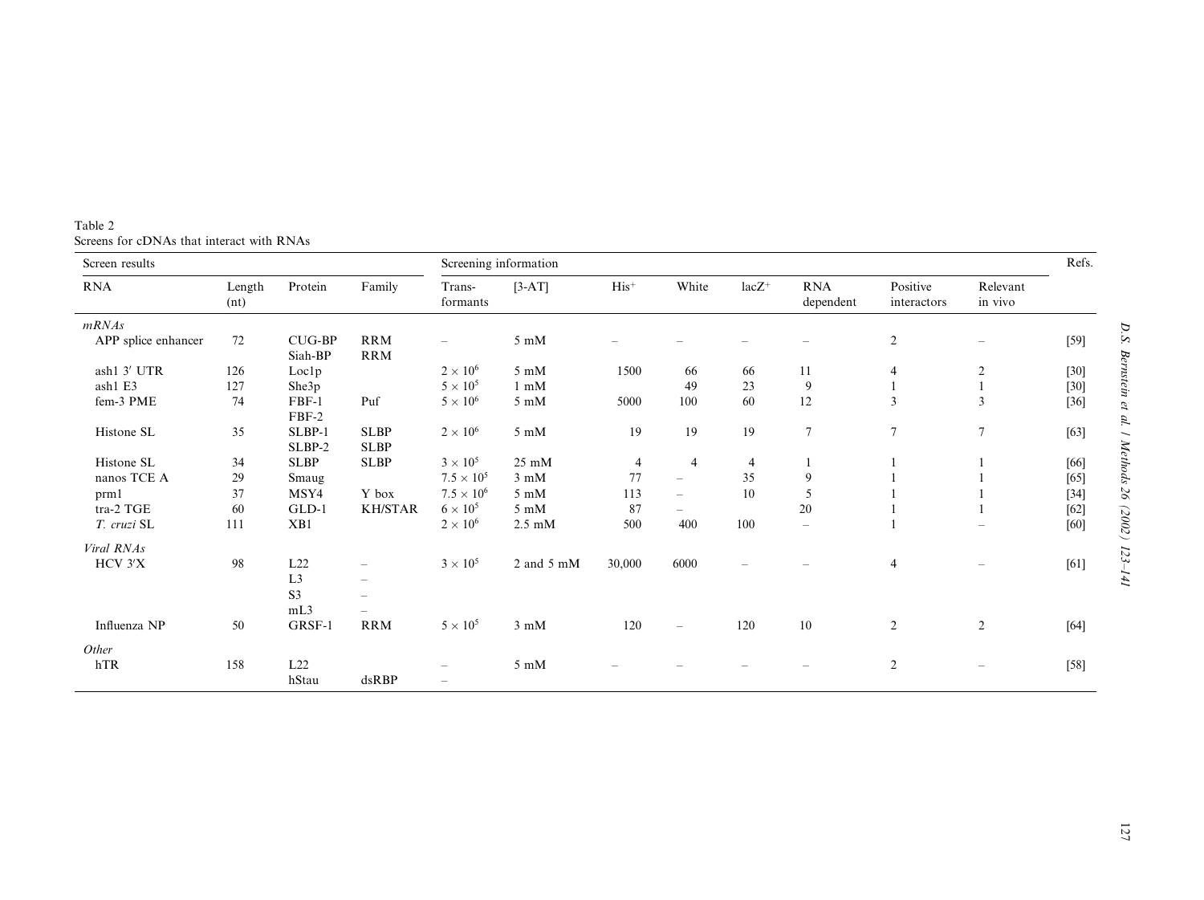Table 2
Screens for cDNAs that interact with RNAs

| Screen results | | | | Screening information | | | | | | | | Refs. |
|---|---|---|---|---|---|---|---|---|---|---|---|---|
| RNA | Length (nt) | Protein | Family | Trans-formants | [3-AT] | His$^+$ | White | lacZ$^+$ | RNA dependent | Positive interactors | Relevant in vivo | |
| *mRNAs* | | | | | | | | | | | | |
| APP splice enhancer | 72 | CUG-BP<br>Siah-BP | RRM<br>RRM | – | 5 mM | – | – | – | – | 2 | – | [59] |
| ash1 3′ UTR | 126 | Loc1p | | $2 \times 10^6$ | 5 mM | 1500 | 66 | 66 | 11 | 4 | 2 | [30] |
| ash1 E3 | 127 | She3p | | $5 \times 10^5$ | 1 mM | | 49 | 23 | 9 | 1 | 1 | [30] |
| fem-3 PME | 74 | FBF-1<br>FBF-2 | Puf | $5 \times 10^6$ | 5 mM | 5000 | 100 | 60 | 12 | 3 | 3 | [36] |
| Histone SL | 35 | SLBP-1<br>SLBP-2 | SLBP<br>SLBP | $2 \times 10^6$ | 5 mM | 19 | 19 | 19 | 7 | 7 | 7 | [63] |
| Histone SL | 34 | SLBP | SLBP | $3 \times 10^5$ | 25 mM | 4 | 4 | 4 | 1 | 1 | 1 | [66] |
| nanos TCE A | 29 | Smaug | | $7.5 \times 10^5$ | 3 mM | 77 | – | 35 | 9 | 1 | 1 | [65] |
| prm1 | 37 | MSY4 | Y box | $7.5 \times 10^6$ | 5 mM | 113 | – | 10 | 5 | 1 | 1 | [34] |
| tra-2 TGE | 60 | GLD-1 | KH/STAR | $6 \times 10^5$ | 5 mM | 87 | – | | 20 | 1 | 1 | [62] |
| *T. cruzi* SL | 111 | XB1 | | $2 \times 10^6$ | 2.5 mM | 500 | 400 | 100 | – | 1 | – | [60] |
| *Viral RNAs* | | | | | | | | | | | | |
| HCV 3′X | 98 | L22<br>L3<br>S3<br>mL3 | –<br>–<br>–<br>– | $3 \times 10^5$ | 2 and 5 mM | 30,000 | 6000 | – | – | 4 | – | [61] |
| Influenza NP | 50 | GRSF-1 | RRM | $5 \times 10^5$ | 3 mM | 120 | – | 120 | 10 | 2 | 2 | [64] |
| *Other* | | | | | | | | | | | | |
| hTR | 158 | L22<br>hStau | <br>dsRBP | –<br>– | 5 mM | – | – | – | – | 2 | – | [58] |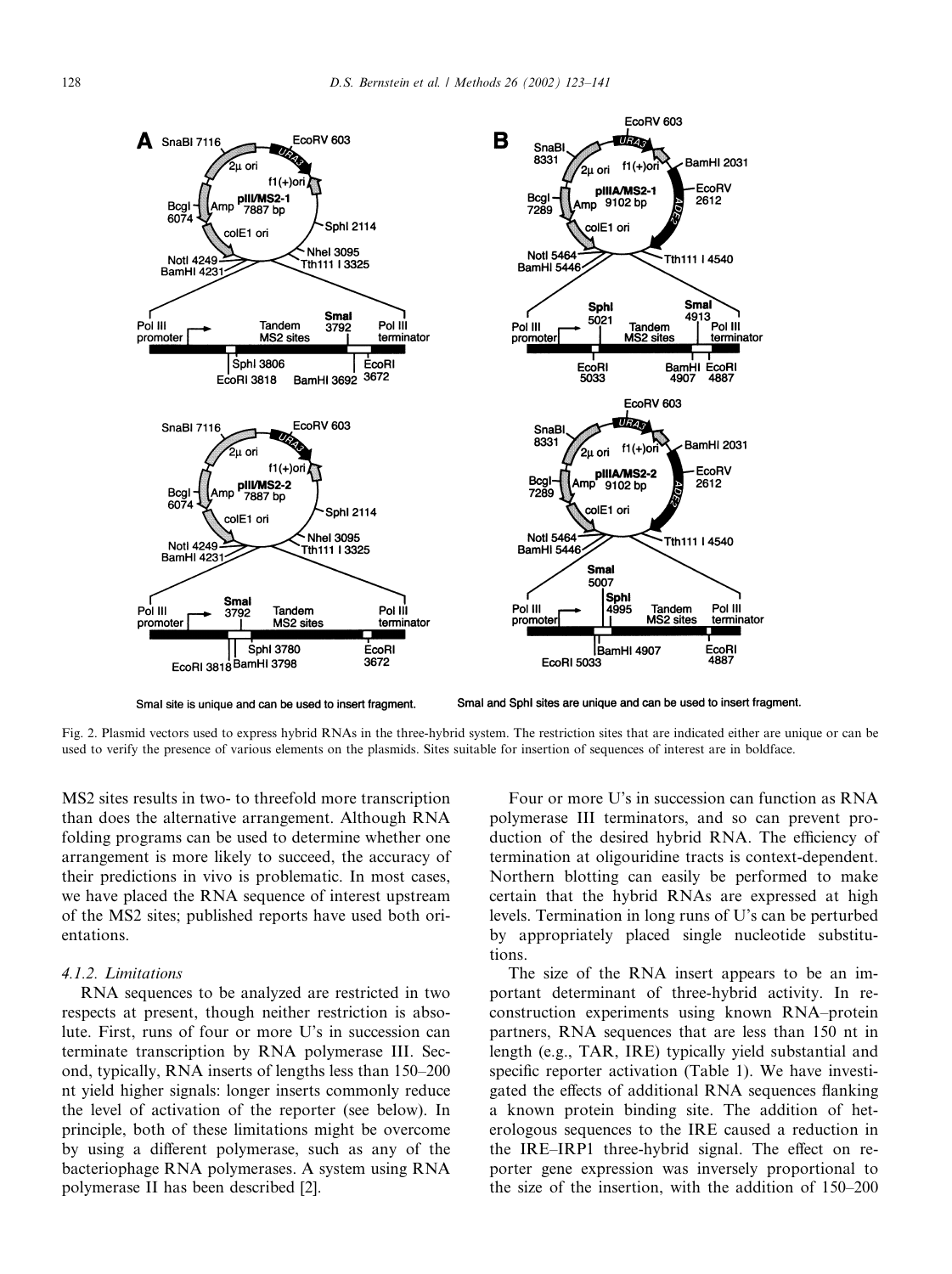Fig. 2. Plasmid vectors used to express hybrid RNAs in the three-hybrid system. The restriction sites that are indicated either are unique or can be used to verify the presence of various elements on the plasmids. Sites suitable for insertion of sequences of interest are in boldface.

MS2 sites results in two- to threefold more transcription than does the alternative arrangement. Although RNA folding programs can be used to determine whether one arrangement is more likely to succeed, the accuracy of their predictions in vivo is problematic. In most cases, we have placed the RNA sequence of interest upstream of the MS2 sites; published reports have used both orientations.

#### 4.1.2. Limitations

RNA sequences to be analyzed are restricted in two respects at present, though neither restriction is absolute. First, runs of four or more U's in succession can terminate transcription by RNA polymerase III. Second, typically, RNA inserts of lengths less than 150–200 nt yield higher signals: longer inserts commonly reduce the level of activation of the reporter (see below). In principle, both of these limitations might be overcome by using a different polymerase, such as any of the bacteriophage RNA polymerases. A system using RNA polymerase II has been described [2].

Four or more U's in succession can function as RNA polymerase III terminators, and so can prevent production of the desired hybrid RNA. The efficiency of termination at oligouridine tracts is context-dependent. Northern blotting can easily be performed to make certain that the hybrid RNAs are expressed at high levels. Termination in long runs of U's can be perturbed by appropriately placed single nucleotide substitutions.

The size of the RNA insert appears to be an important determinant of three-hybrid activity. In reconstruction experiments using known RNA–protein partners, RNA sequences that are less than 150 nt in length (e.g., TAR, IRE) typically yield substantial and specific reporter activation (Table 1). We have investigated the effects of additional RNA sequences flanking a known protein binding site. The addition of heterologous sequences to the IRE caused a reduction in the IRE–IRP1 three-hybrid signal. The effect on reporter gene expression was inversely proportional to the size of the insertion, with the addition of 150–200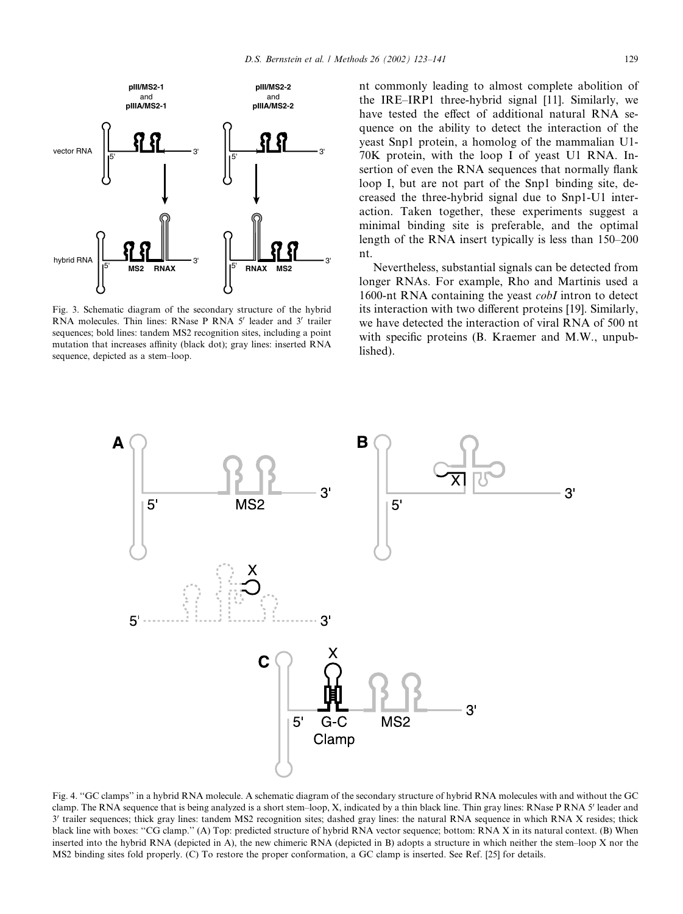Fig. 3. Schematic diagram of the secondary structure of the hybrid RNA molecules. Thin lines: RNase P RNA 5′ leader and 3′ trailer sequences; bold lines: tandem MS2 recognition sites, including a point mutation that increases affinity (black dot); gray lines: inserted RNA sequence, depicted as a stem–loop.

nt commonly leading to almost complete abolition of the IRE–IRP1 three-hybrid signal [11]. Similarly, we have tested the effect of additional natural RNA sequence on the ability to detect the interaction of the yeast Snp1 protein, a homolog of the mammalian U1-70K protein, with the loop I of yeast U1 RNA. Insertion of even the RNA sequences that normally flank loop I, but are not part of the Snp1 binding site, decreased the three-hybrid signal due to Snp1-U1 interaction. Taken together, these experiments suggest a minimal binding site is preferable, and the optimal length of the RNA insert typically is less than 150–200 nt.

Nevertheless, substantial signals can be detected from longer RNAs. For example, Rho and Martinis used a 1600-nt RNA containing the yeast *cobI* intron to detect its interaction with two different proteins [19]. Similarly, we have detected the interaction of viral RNA of 500 nt with specific proteins (B. Kraemer and M.W., unpublished).

Fig. 4. "GC clamps" in a hybrid RNA molecule. A schematic diagram of the secondary structure of hybrid RNA molecules with and without the GC clamp. The RNA sequence that is being analyzed is a short stem–loop, X, indicated by a thin black line. Thin gray lines: RNase P RNA 5′ leader and 3′ trailer sequences; thick gray lines: tandem MS2 recognition sites; dashed gray lines: the natural RNA sequence in which RNA X resides; thick black line with boxes: "CG clamp." (A) Top: predicted structure of hybrid RNA vector sequence; bottom: RNA X in its natural context. (B) When inserted into the hybrid RNA (depicted in A), the new chimeric RNA (depicted in B) adopts a structure in which neither the stem–loop X nor the MS2 binding sites fold properly. (C) To restore the proper conformation, a GC clamp is inserted. See Ref. [25] for details.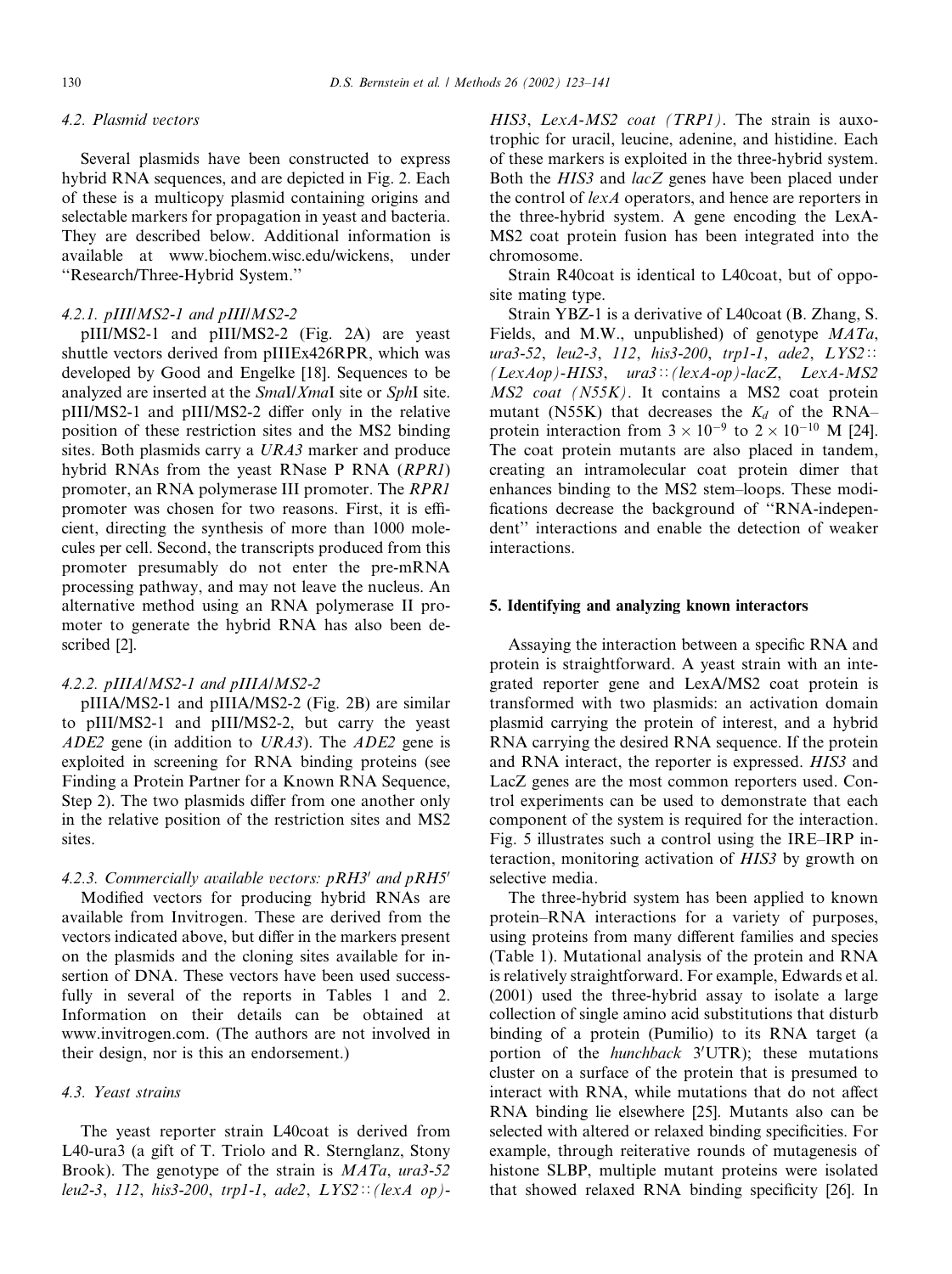### 4.2. Plasmid vectors

Several plasmids have been constructed to express hybrid RNA sequences, and are depicted in Fig. 2. Each of these is a multicopy plasmid containing origins and selectable markers for propagation in yeast and bacteria. They are described below. Additional information is available at www.biochem.wisc.edu/wickens, under "Research/Three-Hybrid System."

#### 4.2.1. pIII/MS2-1 and pIII/MS2-2

pIII/MS2-1 and pIII/MS2-2 (Fig. 2A) are yeast shuttle vectors derived from pIIIEx426RPR, which was developed by Good and Engelke [18]. Sequences to be analyzed are inserted at the *Sma*I/*Xma*I site or *Sph*I site. pIII/MS2-1 and pIII/MS2-2 differ only in the relative position of these restriction sites and the MS2 binding sites. Both plasmids carry a *URA3* marker and produce hybrid RNAs from the yeast RNase P RNA (*RPR1*) promoter, an RNA polymerase III promoter. The *RPR1* promoter was chosen for two reasons. First, it is efficient, directing the synthesis of more than 1000 molecules per cell. Second, the transcripts produced from this promoter presumably do not enter the pre-mRNA processing pathway, and may not leave the nucleus. An alternative method using an RNA polymerase II promoter to generate the hybrid RNA has also been described [2].

#### 4.2.2. pIIIA/MS2-1 and pIIIA/MS2-2

pIIIA/MS2-1 and pIIIA/MS2-2 (Fig. 2B) are similar to pIII/MS2-1 and pIII/MS2-2, but carry the yeast *ADE2* gene (in addition to *URA3*). The *ADE2* gene is exploited in screening for RNA binding proteins (see Finding a Protein Partner for a Known RNA Sequence, Step 2). The two plasmids differ from one another only in the relative position of the restriction sites and MS2 sites.

#### 4.2.3. Commercially available vectors: pRH3′ and pRH5′

Modified vectors for producing hybrid RNAs are available from Invitrogen. These are derived from the vectors indicated above, but differ in the markers present on the plasmids and the cloning sites available for insertion of DNA. These vectors have been used successfully in several of the reports in Tables 1 and 2. Information on their details can be obtained at www.invitrogen.com. (The authors are not involved in their design, nor is this an endorsement.)

### 4.3. Yeast strains

The yeast reporter strain L40coat is derived from L40-ura3 (a gift of T. Triolo and R. Sternglanz, Stony Brook). The genotype of the strain is *MATa*, *ura3-52* *leu2-3*, *112*, *his3-200*, *trp1-1*, *ade2*, *LYS2*::*(lexA op)-HIS3*, *LexA-MS2 coat (TRP1)*. The strain is auxotrophic for uracil, leucine, adenine, and histidine. Each of these markers is exploited in the three-hybrid system. Both the *HIS3* and *lacZ* genes have been placed under the control of *lexA* operators, and hence are reporters in the three-hybrid system. A gene encoding the LexA-MS2 coat protein fusion has been integrated into the chromosome.

Strain R40coat is identical to L40coat, but of opposite mating type.

Strain YBZ-1 is a derivative of L40coat (B. Zhang, S. Fields, and M.W., unpublished) of genotype *MATa*, *ura3-52*, *leu2-3*, *112*, *his3-200*, *trp1-1*, *ade2*, *LYS2*:: *(LexAop)-HIS3*, *ura3*::*(lexA-op)-lacZ*, *LexA-MS2 MS2 coat (N55K)*. It contains a MS2 coat protein mutant (N55K) that decreases the $K_d$ of the RNA–protein interaction from $3 \times 10^{-9}$ to $2 \times 10^{-10}$ M [24]. The coat protein mutants are also placed in tandem, creating an intramolecular coat protein dimer that enhances binding to the MS2 stem–loops. These modifications decrease the background of "RNA-independent" interactions and enable the detection of weaker interactions.

## 5. Identifying and analyzing known interactors

Assaying the interaction between a specific RNA and protein is straightforward. A yeast strain with an integrated reporter gene and LexA/MS2 coat protein is transformed with two plasmids: an activation domain plasmid carrying the protein of interest, and a hybrid RNA carrying the desired RNA sequence. If the protein and RNA interact, the reporter is expressed. *HIS3* and LacZ genes are the most common reporters used. Control experiments can be used to demonstrate that each component of the system is required for the interaction. Fig. 5 illustrates such a control using the IRE–IRP interaction, monitoring activation of *HIS3* by growth on selective media.

The three-hybrid system has been applied to known protein–RNA interactions for a variety of purposes, using proteins from many different families and species (Table 1). Mutational analysis of the protein and RNA is relatively straightforward. For example, Edwards et al. (2001) used the three-hybrid assay to isolate a large collection of single amino acid substitutions that disturb binding of a protein (Pumilio) to its RNA target (a portion of the *hunchback* 3′UTR); these mutations cluster on a surface of the protein that is presumed to interact with RNA, while mutations that do not affect RNA binding lie elsewhere [25]. Mutants also can be selected with altered or relaxed binding specificities. For example, through reiterative rounds of mutagenesis of histone SLBP, multiple mutant proteins were isolated that showed relaxed RNA binding specificity [26]. In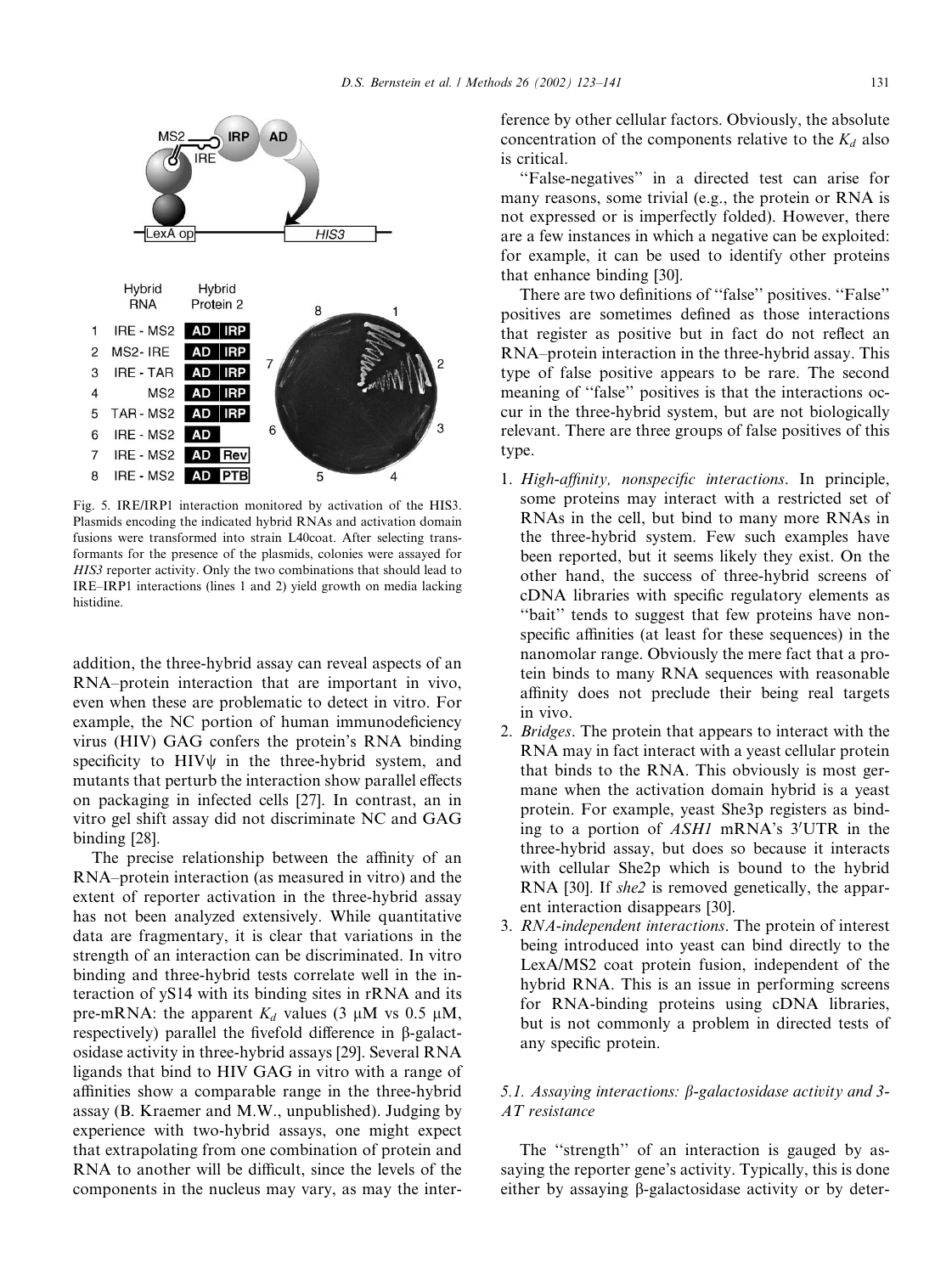MS2
IRP
AD
IRE
LexA op
HIS3

Hybrid RNA | Hybrid Protein 2
1 IRE - MS2 AD IRP
2 MS2- IRE AD IRP
3 IRE - TAR AD IRP
4 MS2 AD IRP
5 TAR - MS2 AD IRP
6 IRE - MS2 AD
7 IRE - MS2 AD Rev
8 IRE - MS2 AD PTB

Fig. 5. IRE/IRP1 interaction monitored by activation of the HIS3. Plasmids encoding the indicated hybrid RNAs and activation domain fusions were transformed into strain L40coat. After selecting transformants for the presence of the plasmids, colonies were assayed for *HIS3* reporter activity. Only the two combinations that should lead to IRE–IRP1 interactions (lines 1 and 2) yield growth on media lacking histidine.

addition, the three-hybrid assay can reveal aspects of an RNA–protein interaction that are important in vivo, even when these are problematic to detect in vitro. For example, the NC portion of human immunodeficiency virus (HIV) GAG confers the protein's RNA binding specificity to HIVψ in the three-hybrid system, and mutants that perturb the interaction show parallel effects on packaging in infected cells [27]. In contrast, an in vitro gel shift assay did not discriminate NC and GAG binding [28].

The precise relationship between the affinity of an RNA–protein interaction (as measured in vitro) and the extent of reporter activation in the three-hybrid assay has not been analyzed extensively. While quantitative data are fragmentary, it is clear that variations in the strength of an interaction can be discriminated. In vitro binding and three-hybrid tests correlate well in the interaction of yS14 with its binding sites in rRNA and its pre-mRNA: the apparent $K_d$ values (3 μM vs 0.5 μM, respectively) parallel the fivefold difference in β-galactosidase activity in three-hybrid assays [29]. Several RNA ligands that bind to HIV GAG in vitro with a range of affinities show a comparable range in the three-hybrid assay (B. Kraemer and M.W., unpublished). Judging by experience with two-hybrid assays, one might expect that extrapolating from one combination of protein and RNA to another will be difficult, since the levels of the components in the nucleus may vary, as may the interference by other cellular factors. Obviously, the absolute concentration of the components relative to the $K_d$ also is critical.

"False-negatives" in a directed test can arise for many reasons, some trivial (e.g., the protein or RNA is not expressed or is imperfectly folded). However, there are a few instances in which a negative can be exploited: for example, it can be used to identify other proteins that enhance binding [30].

There are two definitions of "false" positives. "False" positives are sometimes defined as those interactions that register as positive but in fact do not reflect an RNA–protein interaction in the three-hybrid assay. This type of false positive appears to be rare. The second meaning of "false" positives is that the interactions occur in the three-hybrid system, but are not biologically relevant. There are three groups of false positives of this type.

1. *High-affinity, nonspecific interactions*. In principle, some proteins may interact with a restricted set of RNAs in the cell, but bind to many more RNAs in the three-hybrid system. Few such examples have been reported, but it seems likely they exist. On the other hand, the success of three-hybrid screens of cDNA libraries with specific regulatory elements as "bait" tends to suggest that few proteins have nonspecific affinities (at least for these sequences) in the nanomolar range. Obviously the mere fact that a protein binds to many RNA sequences with reasonable affinity does not preclude their being real targets in vivo.
2. *Bridges*. The protein that appears to interact with the RNA may in fact interact with a yeast cellular protein that binds to the RNA. This obviously is most germane when the activation domain hybrid is a yeast protein. For example, yeast She3p registers as binding to a portion of *ASH1* mRNA's 3′UTR in the three-hybrid assay, but does so because it interacts with cellular She2p which is bound to the hybrid RNA [30]. If *she2* is removed genetically, the apparent interaction disappears [30].
3. *RNA-independent interactions*. The protein of interest being introduced into yeast can bind directly to the LexA/MS2 coat protein fusion, independent of the hybrid RNA. This is an issue in performing screens for RNA-binding proteins using cDNA libraries, but is not commonly a problem in directed tests of any specific protein.

### 5.1. Assaying interactions: β-galactosidase activity and 3-AT resistance

The "strength" of an interaction is gauged by assaying the reporter gene's activity. Typically, this is done either by assaying β-galactosidase activity or by deter-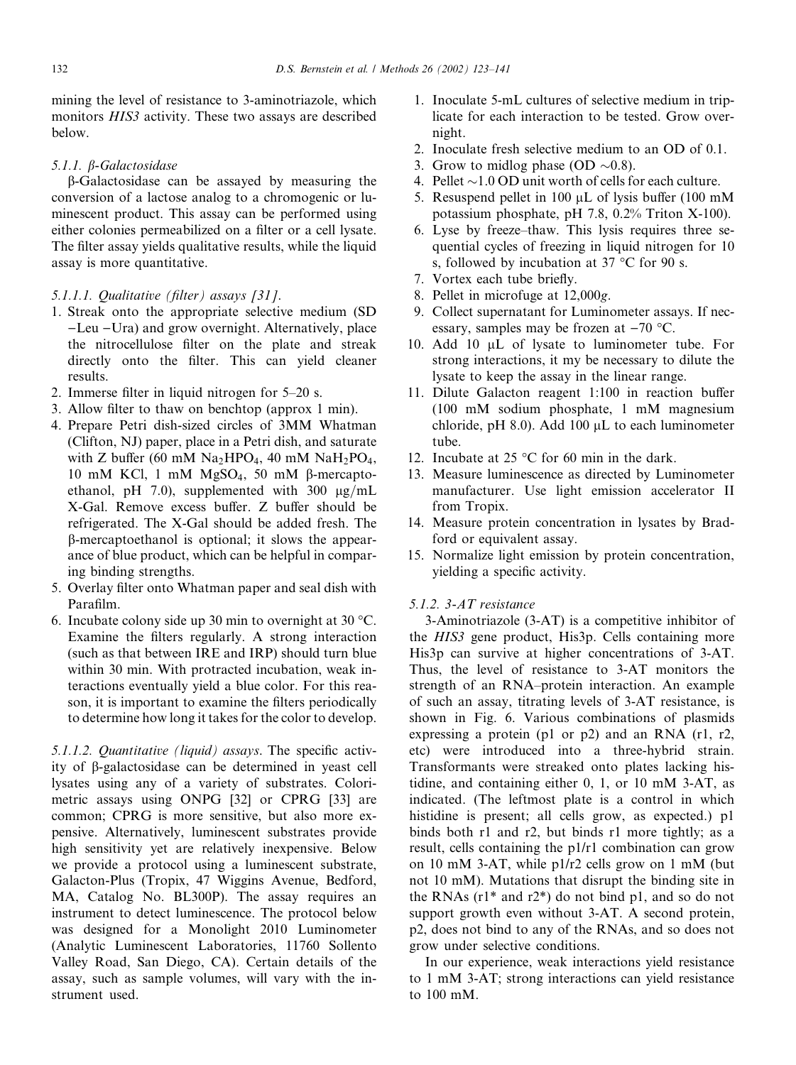mining the level of resistance to 3-aminotriazole, which monitors *HIS3* activity. These two assays are described below.

#### 5.1.1. β-Galactosidase

β-Galactosidase can be assayed by measuring the conversion of a lactose analog to a chromogenic or luminescent product. This assay can be performed using either colonies permeabilized on a filter or a cell lysate. The filter assay yields qualitative results, while the liquid assay is more quantitative.

##### 5.1.1.1. Qualitative (filter) assays [31].

1. Streak onto the appropriate selective medium (SD −Leu −Ura) and grow overnight. Alternatively, place the nitrocellulose filter on the plate and streak directly onto the filter. This can yield cleaner results.
2. Immerse filter in liquid nitrogen for 5–20 s.
3. Allow filter to thaw on benchtop (approx 1 min).
4. Prepare Petri dish-sized circles of 3MM Whatman (Clifton, NJ) paper, place in a Petri dish, and saturate with Z buffer (60 mM $Na_2HPO_4$, 40 mM $NaH_2PO_4$, 10 mM KCl, 1 mM $MgSO_4$, 50 mM β-mercaptoethanol, pH 7.0), supplemented with 300 μg/mL X-Gal. Remove excess buffer. Z buffer should be refrigerated. The X-Gal should be added fresh. The β-mercaptoethanol is optional; it slows the appearance of blue product, which can be helpful in comparing binding strengths.
5. Overlay filter onto Whatman paper and seal dish with Parafilm.
6. Incubate colony side up 30 min to overnight at 30 °C. Examine the filters regularly. A strong interaction (such as that between IRE and IRP) should turn blue within 30 min. With protracted incubation, weak interactions eventually yield a blue color. For this reason, it is important to examine the filters periodically to determine how long it takes for the color to develop.

##### 5.1.1.2. Quantitative (liquid) assays.

The specific activity of β-galactosidase can be determined in yeast cell lysates using any of a variety of substrates. Colorimetric assays using ONPG [32] or CPRG [33] are common; CPRG is more sensitive, but also more expensive. Alternatively, luminescent substrates provide high sensitivity yet are relatively inexpensive. Below we provide a protocol using a luminescent substrate, Galacton-Plus (Tropix, 47 Wiggins Avenue, Bedford, MA, Catalog No. BL300P). The assay requires an instrument to detect luminescence. The protocol below was designed for a Monolight 2010 Luminometer (Analytic Luminescent Laboratories, 11760 Sollento Valley Road, San Diego, CA). Certain details of the assay, such as sample volumes, will vary with the instrument used.

1. Inoculate 5-mL cultures of selective medium in triplicate for each interaction to be tested. Grow overnight.
2. Inoculate fresh selective medium to an OD of 0.1.
3. Grow to midlog phase (OD ~0.8).
4. Pellet ~1.0 OD unit worth of cells for each culture.
5. Resuspend pellet in 100 μL of lysis buffer (100 mM potassium phosphate, pH 7.8, 0.2% Triton X-100).
6. Lyse by freeze–thaw. This lysis requires three sequential cycles of freezing in liquid nitrogen for 10 s, followed by incubation at 37 °C for 90 s.
7. Vortex each tube briefly.
8. Pellet in microfuge at 12,000*g*.
9. Collect supernatant for Luminometer assays. If necessary, samples may be frozen at −70 °C.
10. Add 10 μL of lysate to luminometer tube. For strong interactions, it my be necessary to dilute the lysate to keep the assay in the linear range.
11. Dilute Galacton reagent 1:100 in reaction buffer (100 mM sodium phosphate, 1 mM magnesium chloride, pH 8.0). Add 100 μL to each luminometer tube.
12. Incubate at 25 °C for 60 min in the dark.
13. Measure luminescence as directed by Luminometer manufacturer. Use light emission accelerator II from Tropix.
14. Measure protein concentration in lysates by Bradford or equivalent assay.
15. Normalize light emission by protein concentration, yielding a specific activity.

#### 5.1.2. 3-AT resistance

3-Aminotriazole (3-AT) is a competitive inhibitor of the *HIS3* gene product, His3p. Cells containing more His3p can survive at higher concentrations of 3-AT. Thus, the level of resistance to 3-AT monitors the strength of an RNA–protein interaction. An example of such an assay, titrating levels of 3-AT resistance, is shown in Fig. 6. Various combinations of plasmids expressing a protein (p1 or p2) and an RNA (r1, r2, etc) were introduced into a three-hybrid strain. Transformants were streaked onto plates lacking histidine, and containing either 0, 1, or 10 mM 3-AT, as indicated. (The leftmost plate is a control in which histidine is present; all cells grow, as expected.) p1 binds both r1 and r2, but binds r1 more tightly; as a result, cells containing the p1/r1 combination can grow on 10 mM 3-AT, while p1/r2 cells grow on 1 mM (but not 10 mM). Mutations that disrupt the binding site in the RNAs (r1* and r2*) do not bind p1, and so do not support growth even without 3-AT. A second protein, p2, does not bind to any of the RNAs, and so does not grow under selective conditions.

In our experience, weak interactions yield resistance to 1 mM 3-AT; strong interactions can yield resistance to 100 mM.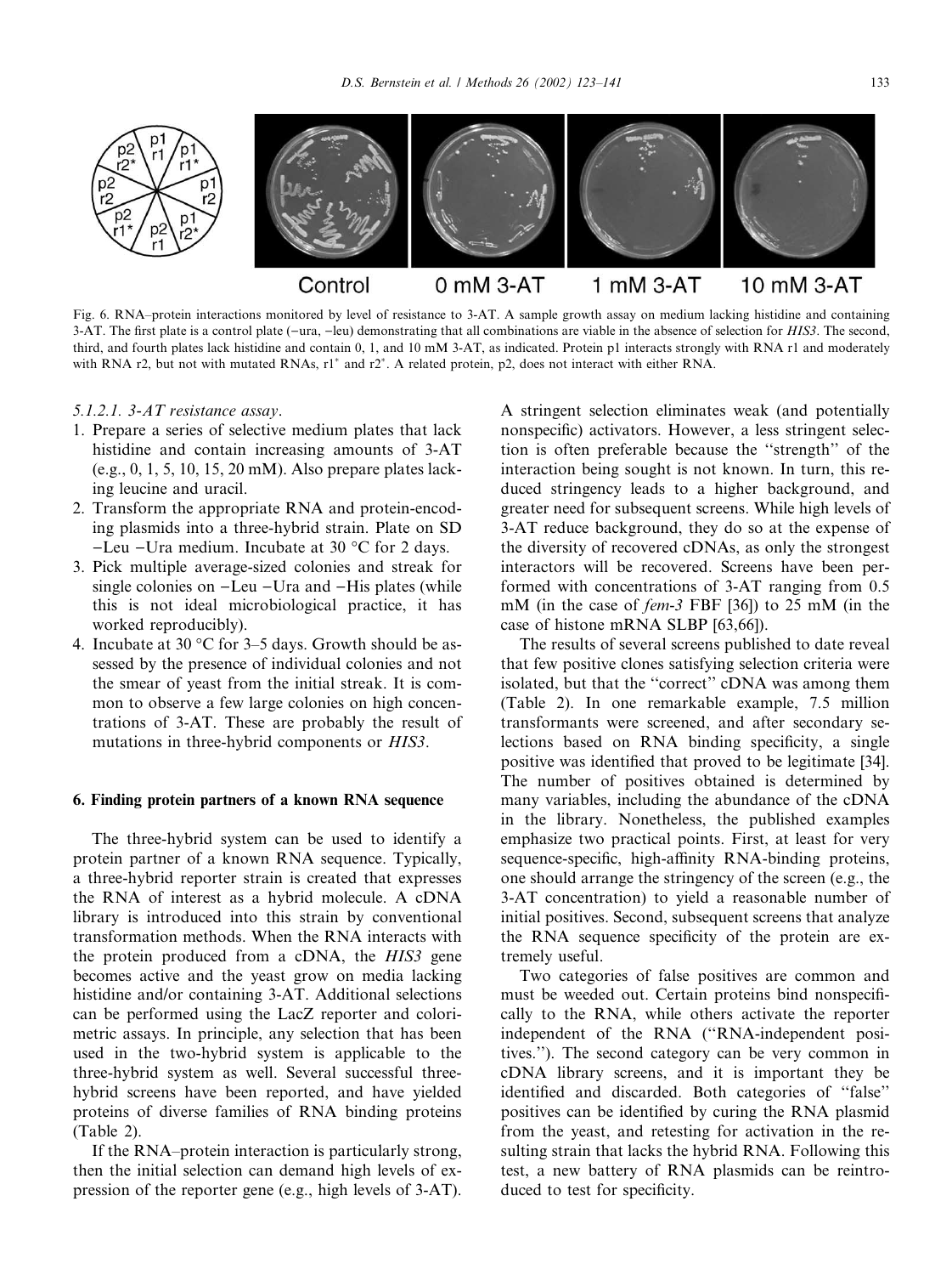Fig. 6. RNA–protein interactions monitored by level of resistance to 3-AT. A sample growth assay on medium lacking histidine and containing 3-AT. The first plate is a control plate (−ura, −leu) demonstrating that all combinations are viable in the absence of selection for *HIS3*. The second, third, and fourth plates lack histidine and contain 0, 1, and 10 mM 3-AT, as indicated. Protein p1 interacts strongly with RNA r1 and moderately with RNA r2, but not with mutated RNAs, r1* and r2*. A related protein, p2, does not interact with either RNA.

*5.1.2.1. 3-AT resistance assay*.

1. Prepare a series of selective medium plates that lack histidine and contain increasing amounts of 3-AT (e.g., 0, 1, 5, 10, 15, 20 mM). Also prepare plates lacking leucine and uracil.
2. Transform the appropriate RNA and protein-encoding plasmids into a three-hybrid strain. Plate on SD −Leu −Ura medium. Incubate at 30 °C for 2 days.
3. Pick multiple average-sized colonies and streak for single colonies on −Leu −Ura and −His plates (while this is not ideal microbiological practice, it has worked reproducibly).
4. Incubate at 30 °C for 3–5 days. Growth should be assessed by the presence of individual colonies and not the smear of yeast from the initial streak. It is common to observe a few large colonies on high concentrations of 3-AT. These are probably the result of mutations in three-hybrid components or *HIS3*.

## 6. Finding protein partners of a known RNA sequence

The three-hybrid system can be used to identify a protein partner of a known RNA sequence. Typically, a three-hybrid reporter strain is created that expresses the RNA of interest as a hybrid molecule. A cDNA library is introduced into this strain by conventional transformation methods. When the RNA interacts with the protein produced from a cDNA, the *HIS3* gene becomes active and the yeast grow on media lacking histidine and/or containing 3-AT. Additional selections can be performed using the LacZ reporter and colorimetric assays. In principle, any selection that has been used in the two-hybrid system is applicable to the three-hybrid system as well. Several successful three-hybrid screens have been reported, and have yielded proteins of diverse families of RNA binding proteins (Table 2).

If the RNA–protein interaction is particularly strong, then the initial selection can demand high levels of expression of the reporter gene (e.g., high levels of 3-AT). A stringent selection eliminates weak (and potentially nonspecific) activators. However, a less stringent selection is often preferable because the "strength" of the interaction being sought is not known. In turn, this reduced stringency leads to a higher background, and greater need for subsequent screens. While high levels of 3-AT reduce background, they do so at the expense of the diversity of recovered cDNAs, as only the strongest interactors will be recovered. Screens have been performed with concentrations of 3-AT ranging from 0.5 mM (in the case of *fem-3* FBF [36]) to 25 mM (in the case of histone mRNA SLBP [63,66]).

The results of several screens published to date reveal that few positive clones satisfying selection criteria were isolated, but that the "correct" cDNA was among them (Table 2). In one remarkable example, 7.5 million transformants were screened, and after secondary selections based on RNA binding specificity, a single positive was identified that proved to be legitimate [34]. The number of positives obtained is determined by many variables, including the abundance of the cDNA in the library. Nonetheless, the published examples emphasize two practical points. First, at least for very sequence-specific, high-affinity RNA-binding proteins, one should arrange the stringency of the screen (e.g., the 3-AT concentration) to yield a reasonable number of initial positives. Second, subsequent screens that analyze the RNA sequence specificity of the protein are extremely useful.

Two categories of false positives are common and must be weeded out. Certain proteins bind nonspecifically to the RNA, while others activate the reporter independent of the RNA ("RNA-independent positives."). The second category can be very common in cDNA library screens, and it is important they be identified and discarded. Both categories of "false" positives can be identified by curing the RNA plasmid from the yeast, and retesting for activation in the resulting strain that lacks the hybrid RNA. Following this test, a new battery of RNA plasmids can be reintroduced to test for specificity.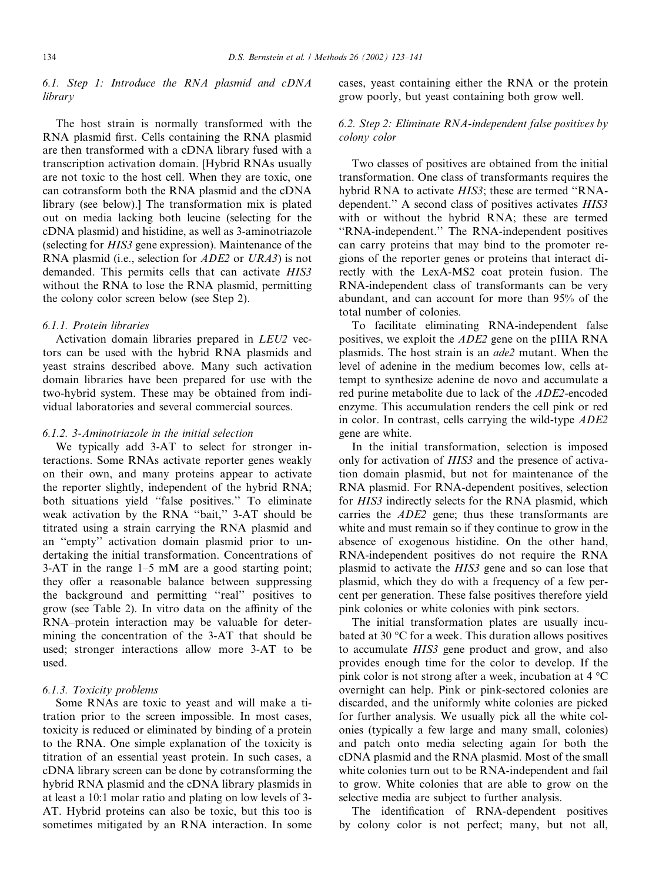### 6.1. Step 1: Introduce the RNA plasmid and cDNA library

The host strain is normally transformed with the RNA plasmid first. Cells containing the RNA plasmid are then transformed with a cDNA library fused with a transcription activation domain. [Hybrid RNAs usually are not toxic to the host cell. When they are toxic, one can cotransform both the RNA plasmid and the cDNA library (see below).] The transformation mix is plated out on media lacking both leucine (selecting for the cDNA plasmid) and histidine, as well as 3-aminotriazole (selecting for *HIS3* gene expression). Maintenance of the RNA plasmid (i.e., selection for *ADE2* or *URA3*) is not demanded. This permits cells that can activate *HIS3* without the RNA to lose the RNA plasmid, permitting the colony color screen below (see Step 2).

#### 6.1.1. Protein libraries

Activation domain libraries prepared in *LEU2* vectors can be used with the hybrid RNA plasmids and yeast strains described above. Many such activation domain libraries have been prepared for use with the two-hybrid system. These may be obtained from individual laboratories and several commercial sources.

#### 6.1.2. 3-Aminotriazole in the initial selection

We typically add 3-AT to select for stronger interactions. Some RNAs activate reporter genes weakly on their own, and many proteins appear to activate the reporter slightly, independent of the hybrid RNA; both situations yield "false positives." To eliminate weak activation by the RNA "bait," 3-AT should be titrated using a strain carrying the RNA plasmid and an "empty" activation domain plasmid prior to undertaking the initial transformation. Concentrations of 3-AT in the range 1–5 mM are a good starting point; they offer a reasonable balance between suppressing the background and permitting "real" positives to grow (see Table 2). In vitro data on the affinity of the RNA–protein interaction may be valuable for determining the concentration of the 3-AT that should be used; stronger interactions allow more 3-AT to be used.

#### 6.1.3. Toxicity problems

Some RNAs are toxic to yeast and will make a titration prior to the screen impossible. In most cases, toxicity is reduced or eliminated by binding of a protein to the RNA. One simple explanation of the toxicity is titration of an essential yeast protein. In such cases, a cDNA library screen can be done by cotransforming the hybrid RNA plasmid and the cDNA library plasmids in at least a 10:1 molar ratio and plating on low levels of 3-AT. Hybrid proteins can also be toxic, but this too is sometimes mitigated by an RNA interaction. In some cases, yeast containing either the RNA or the protein grow poorly, but yeast containing both grow well.

### 6.2. Step 2: Eliminate RNA-independent false positives by colony color

Two classes of positives are obtained from the initial transformation. One class of transformants requires the hybrid RNA to activate *HIS3*; these are termed "RNA-dependent." A second class of positives activates *HIS3* with or without the hybrid RNA; these are termed "RNA-independent." The RNA-independent positives can carry proteins that may bind to the promoter regions of the reporter genes or proteins that interact directly with the LexA-MS2 coat protein fusion. The RNA-independent class of transformants can be very abundant, and can account for more than 95% of the total number of colonies.

To facilitate eliminating RNA-independent false positives, we exploit the *ADE2* gene on the pIIIA RNA plasmids. The host strain is an *ade2* mutant. When the level of adenine in the medium becomes low, cells attempt to synthesize adenine de novo and accumulate a red purine metabolite due to lack of the *ADE2*-encoded enzyme. This accumulation renders the cell pink or red in color. In contrast, cells carrying the wild-type *ADE2* gene are white.

In the initial transformation, selection is imposed only for activation of *HIS3* and the presence of activation domain plasmid, but not for maintenance of the RNA plasmid. For RNA-dependent positives, selection for *HIS3* indirectly selects for the RNA plasmid, which carries the *ADE2* gene; thus these transformants are white and must remain so if they continue to grow in the absence of exogenous histidine. On the other hand, RNA-independent positives do not require the RNA plasmid to activate the *HIS3* gene and so can lose that plasmid, which they do with a frequency of a few percent per generation. These false positives therefore yield pink colonies or white colonies with pink sectors.

The initial transformation plates are usually incubated at 30 °C for a week. This duration allows positives to accumulate *HIS3* gene product and grow, and also provides enough time for the color to develop. If the pink color is not strong after a week, incubation at 4 °C overnight can help. Pink or pink-sectored colonies are discarded, and the uniformly white colonies are picked for further analysis. We usually pick all the white colonies (typically a few large and many small, colonies) and patch onto media selecting again for both the cDNA plasmid and the RNA plasmid. Most of the small white colonies turn out to be RNA-independent and fail to grow. White colonies that are able to grow on the selective media are subject to further analysis.

The identification of RNA-dependent positives by colony color is not perfect; many, but not all,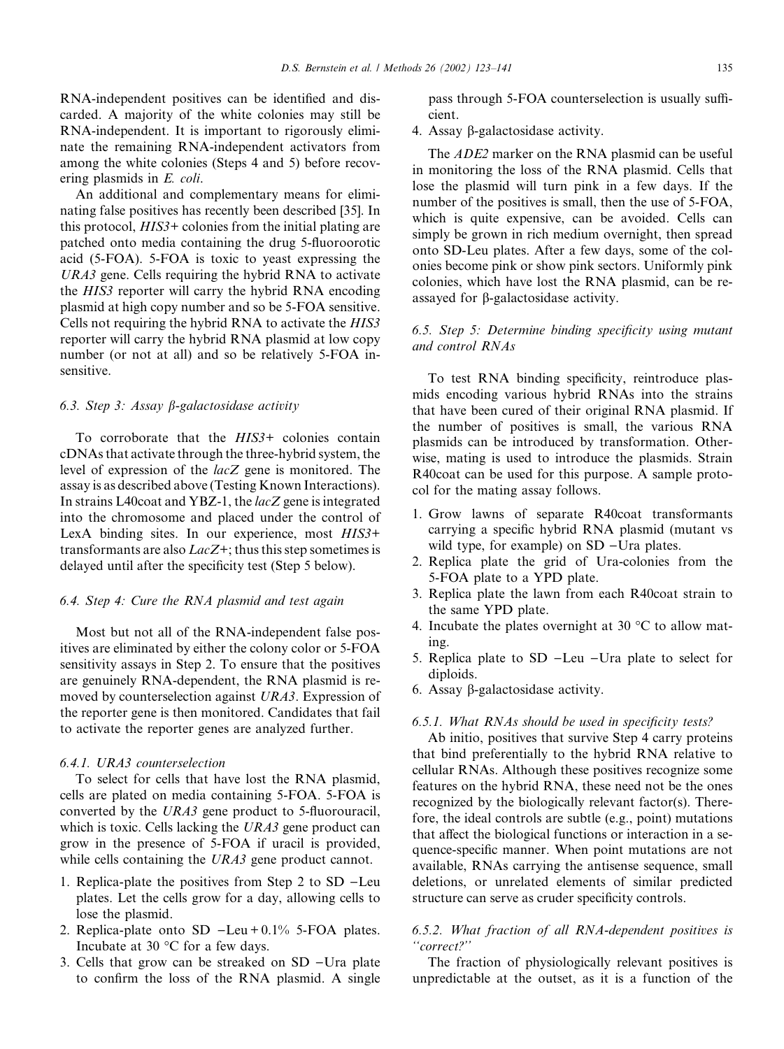RNA-independent positives can be identified and discarded. A majority of the white colonies may still be RNA-independent. It is important to rigorously eliminate the remaining RNA-independent activators from among the white colonies (Steps 4 and 5) before recovering plasmids in *E. coli*.

An additional and complementary means for eliminating false positives has recently been described [35]. In this protocol, *HIS3*+ colonies from the initial plating are patched onto media containing the drug 5-fluoroorotic acid (5-FOA). 5-FOA is toxic to yeast expressing the *URA3* gene. Cells requiring the hybrid RNA to activate the *HIS3* reporter will carry the hybrid RNA encoding plasmid at high copy number and so be 5-FOA sensitive. Cells not requiring the hybrid RNA to activate the *HIS3* reporter will carry the hybrid RNA plasmid at low copy number (or not at all) and so be relatively 5-FOA insensitive.

### 6.3. Step 3: Assay β-galactosidase activity

To corroborate that the *HIS3*+ colonies contain cDNAs that activate through the three-hybrid system, the level of expression of the *lacZ* gene is monitored. The assay is as described above (Testing Known Interactions). In strains L40coat and YBZ-1, the *lacZ* gene is integrated into the chromosome and placed under the control of LexA binding sites. In our experience, most *HIS3*+ transformants are also *LacZ*+; thus this step sometimes is delayed until after the specificity test (Step 5 below).

### 6.4. Step 4: Cure the RNA plasmid and test again

Most but not all of the RNA-independent false positives are eliminated by either the colony color or 5-FOA sensitivity assays in Step 2. To ensure that the positives are genuinely RNA-dependent, the RNA plasmid is removed by counterselection against *URA3*. Expression of the reporter gene is then monitored. Candidates that fail to activate the reporter genes are analyzed further.

#### 6.4.1. URA3 counterselection

To select for cells that have lost the RNA plasmid, cells are plated on media containing 5-FOA. 5-FOA is converted by the *URA3* gene product to 5-fluorouracil, which is toxic. Cells lacking the *URA3* gene product can grow in the presence of 5-FOA if uracil is provided, while cells containing the *URA3* gene product cannot.

1. Replica-plate the positives from Step 2 to SD −Leu plates. Let the cells grow for a day, allowing cells to lose the plasmid.
2. Replica-plate onto SD −Leu + 0.1% 5-FOA plates. Incubate at 30 °C for a few days.
3. Cells that grow can be streaked on SD −Ura plate to confirm the loss of the RNA plasmid. A single pass through 5-FOA counterselection is usually sufficient.
4. Assay β-galactosidase activity.

The *ADE2* marker on the RNA plasmid can be useful in monitoring the loss of the RNA plasmid. Cells that lose the plasmid will turn pink in a few days. If the number of the positives is small, then the use of 5-FOA, which is quite expensive, can be avoided. Cells can simply be grown in rich medium overnight, then spread onto SD-Leu plates. After a few days, some of the colonies become pink or show pink sectors. Uniformly pink colonies, which have lost the RNA plasmid, can be reassayed for β-galactosidase activity.

### 6.5. Step 5: Determine binding specificity using mutant and control RNAs

To test RNA binding specificity, reintroduce plasmids encoding various hybrid RNAs into the strains that have been cured of their original RNA plasmid. If the number of positives is small, the various RNA plasmids can be introduced by transformation. Otherwise, mating is used to introduce the plasmids. Strain R40coat can be used for this purpose. A sample protocol for the mating assay follows.

1. Grow lawns of separate R40coat transformants carrying a specific hybrid RNA plasmid (mutant vs wild type, for example) on SD −Ura plates.
2. Replica plate the grid of Ura-colonies from the 5-FOA plate to a YPD plate.
3. Replica plate the lawn from each R40coat strain to the same YPD plate.
4. Incubate the plates overnight at 30 °C to allow mating.
5. Replica plate to SD −Leu −Ura plate to select for diploids.
6. Assay β-galactosidase activity.

#### 6.5.1. What RNAs should be used in specificity tests?

Ab initio, positives that survive Step 4 carry proteins that bind preferentially to the hybrid RNA relative to cellular RNAs. Although these positives recognize some features on the hybrid RNA, these need not be the ones recognized by the biologically relevant factor(s). Therefore, the ideal controls are subtle (e.g., point) mutations that affect the biological functions or interaction in a sequence-specific manner. When point mutations are not available, RNAs carrying the antisense sequence, small deletions, or unrelated elements of similar predicted structure can serve as cruder specificity controls.

#### 6.5.2. What fraction of all RNA-dependent positives is "correct?"

The fraction of physiologically relevant positives is unpredictable at the outset, as it is a function of the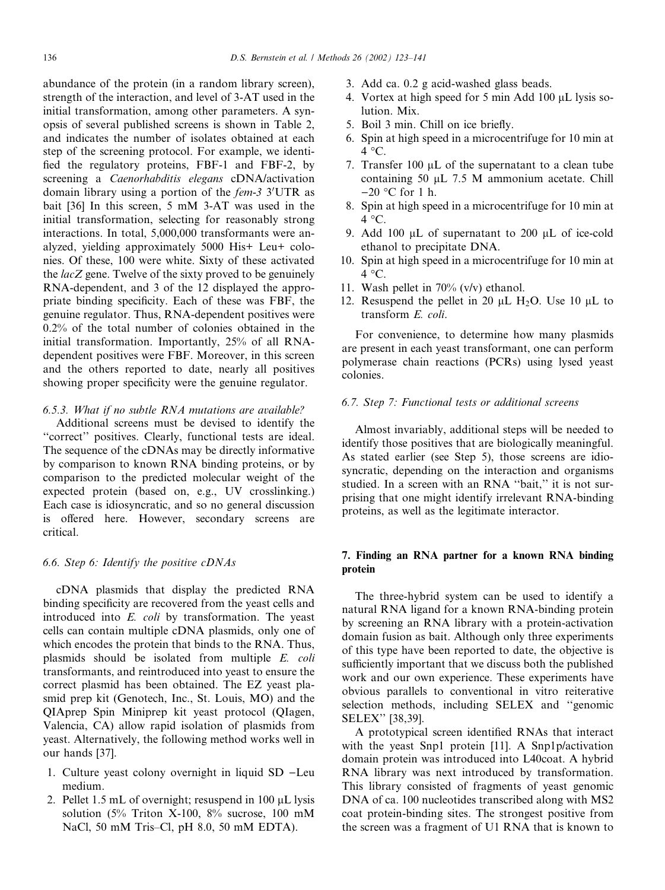abundance of the protein (in a random library screen), strength of the interaction, and level of 3-AT used in the initial transformation, among other parameters. A synopsis of several published screens is shown in Table 2, and indicates the number of isolates obtained at each step of the screening protocol. For example, we identified the regulatory proteins, FBF-1 and FBF-2, by screening a *Caenorhabditis elegans* cDNA/activation domain library using a portion of the *fem-3* 3′UTR as bait [36] In this screen, 5 mM 3-AT was used in the initial transformation, selecting for reasonably strong interactions. In total, 5,000,000 transformants were analyzed, yielding approximately 5000 His+ Leu+ colonies. Of these, 100 were white. Sixty of these activated the *lacZ* gene. Twelve of the sixty proved to be genuinely RNA-dependent, and 3 of the 12 displayed the appropriate binding specificity. Each of these was FBF, the genuine regulator. Thus, RNA-dependent positives were 0.2% of the total number of colonies obtained in the initial transformation. Importantly, 25% of all RNA-dependent positives were FBF. Moreover, in this screen and the others reported to date, nearly all positives showing proper specificity were the genuine regulator.

#### 6.5.3. What if no subtle RNA mutations are available?

Additional screens must be devised to identify the "correct" positives. Clearly, functional tests are ideal. The sequence of the cDNAs may be directly informative by comparison to known RNA binding proteins, or by comparison to the predicted molecular weight of the expected protein (based on, e.g., UV crosslinking.) Each case is idiosyncratic, and so no general discussion is offered here. However, secondary screens are critical.

### 6.6. Step 6: Identify the positive cDNAs

cDNA plasmids that display the predicted RNA binding specificity are recovered from the yeast cells and introduced into *E. coli* by transformation. The yeast cells can contain multiple cDNA plasmids, only one of which encodes the protein that binds to the RNA. Thus, plasmids should be isolated from multiple *E. coli* transformants, and reintroduced into yeast to ensure the correct plasmid has been obtained. The EZ yeast plasmid prep kit (Genotech, Inc., St. Louis, MO) and the QIAprep Spin Miniprep kit yeast protocol (QIagen, Valencia, CA) allow rapid isolation of plasmids from yeast. Alternatively, the following method works well in our hands [37].

1. Culture yeast colony overnight in liquid SD −Leu medium.
2. Pellet 1.5 mL of overnight; resuspend in 100 μL lysis solution (5% Triton X-100, 8% sucrose, 100 mM NaCl, 50 mM Tris–Cl, pH 8.0, 50 mM EDTA).
3. Add ca. 0.2 g acid-washed glass beads.
4. Vortex at high speed for 5 min Add 100 μL lysis solution. Mix.
5. Boil 3 min. Chill on ice briefly.
6. Spin at high speed in a microcentrifuge for 10 min at 4 °C.
7. Transfer 100 μL of the supernatant to a clean tube containing 50 μL 7.5 M ammonium acetate. Chill −20 °C for 1 h.
8. Spin at high speed in a microcentrifuge for 10 min at 4 °C.
9. Add 100 μL of supernatant to 200 μL of ice-cold ethanol to precipitate DNA.
10. Spin at high speed in a microcentrifuge for 10 min at 4 °C.
11. Wash pellet in 70% (v/v) ethanol.
12. Resuspend the pellet in 20 μL $H_2O$. Use 10 μL to transform *E. coli*.

For convenience, to determine how many plasmids are present in each yeast transformant, one can perform polymerase chain reactions (PCRs) using lysed yeast colonies.

### 6.7. Step 7: Functional tests or additional screens

Almost invariably, additional steps will be needed to identify those positives that are biologically meaningful. As stated earlier (see Step 5), those screens are idiosyncratic, depending on the interaction and organisms studied. In a screen with an RNA "bait," it is not surprising that one might identify irrelevant RNA-binding proteins, as well as the legitimate interactor.

## 7. Finding an RNA partner for a known RNA binding protein

The three-hybrid system can be used to identify a natural RNA ligand for a known RNA-binding protein by screening an RNA library with a protein-activation domain fusion as bait. Although only three experiments of this type have been reported to date, the objective is sufficiently important that we discuss both the published work and our own experience. These experiments have obvious parallels to conventional in vitro reiterative selection methods, including SELEX and "genomic SELEX" [38,39].

A prototypical screen identified RNAs that interact with the yeast Snp1 protein [11]. A Snp1p/activation domain protein was introduced into L40coat. A hybrid RNA library was next introduced by transformation. This library consisted of fragments of yeast genomic DNA of ca. 100 nucleotides transcribed along with MS2 coat protein-binding sites. The strongest positive from the screen was a fragment of U1 RNA that is known to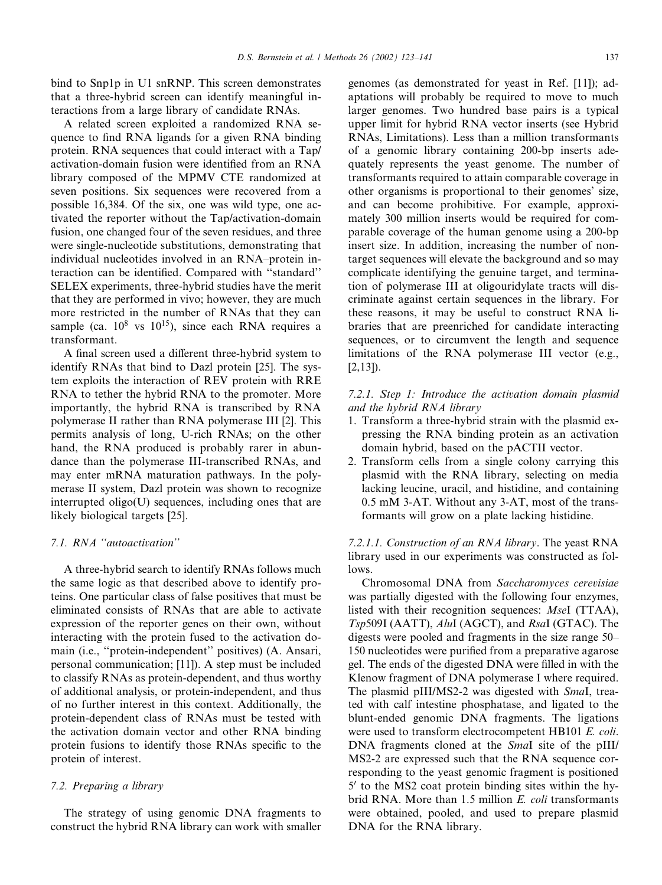bind to Snp1p in U1 snRNP. This screen demonstrates that a three-hybrid screen can identify meaningful interactions from a large library of candidate RNAs.

A related screen exploited a randomized RNA sequence to find RNA ligands for a given RNA binding protein. RNA sequences that could interact with a Tap/activation-domain fusion were identified from an RNA library composed of the MPMV CTE randomized at seven positions. Six sequences were recovered from a possible 16,384. Of the six, one was wild type, one activated the reporter without the Tap/activation-domain fusion, one changed four of the seven residues, and three were single-nucleotide substitutions, demonstrating that individual nucleotides involved in an RNA–protein interaction can be identified. Compared with "standard" SELEX experiments, three-hybrid studies have the merit that they are performed in vivo; however, they are much more restricted in the number of RNAs that they can sample (ca. $10^8$ vs $10^{15}$), since each RNA requires a transformant.

A final screen used a different three-hybrid system to identify RNAs that bind to Dazl protein [25]. The system exploits the interaction of REV protein with RRE RNA to tether the hybrid RNA to the promoter. More importantly, the hybrid RNA is transcribed by RNA polymerase II rather than RNA polymerase III [2]. This permits analysis of long, U-rich RNAs; on the other hand, the RNA produced is probably rarer in abundance than the polymerase III-transcribed RNAs, and may enter mRNA maturation pathways. In the polymerase II system, Dazl protein was shown to recognize interrupted oligo(U) sequences, including ones that are likely biological targets [25].

### 7.1. RNA "autoactivation"

A three-hybrid search to identify RNAs follows much the same logic as that described above to identify proteins. One particular class of false positives that must be eliminated consists of RNAs that are able to activate expression of the reporter genes on their own, without interacting with the protein fused to the activation domain (i.e., "protein-independent" positives) (A. Ansari, personal communication; [11]). A step must be included to classify RNAs as protein-dependent, and thus worthy of additional analysis, or protein-independent, and thus of no further interest in this context. Additionally, the protein-dependent class of RNAs must be tested with the activation domain vector and other RNA binding protein fusions to identify those RNAs specific to the protein of interest.

### 7.2. Preparing a library

The strategy of using genomic DNA fragments to construct the hybrid RNA library can work with smaller genomes (as demonstrated for yeast in Ref. [11]); adaptations will probably be required to move to much larger genomes. Two hundred base pairs is a typical upper limit for hybrid RNA vector inserts (see Hybrid RNAs, Limitations). Less than a million transformants of a genomic library containing 200-bp inserts adequately represents the yeast genome. The number of transformants required to attain comparable coverage in other organisms is proportional to their genomes' size, and can become prohibitive. For example, approximately 300 million inserts would be required for comparable coverage of the human genome using a 200-bp insert size. In addition, increasing the number of non-target sequences will elevate the background and so may complicate identifying the genuine target, and termination of polymerase III at oligouridylate tracts will discriminate against certain sequences in the library. For these reasons, it may be useful to construct RNA libraries that are preenriched for candidate interacting sequences, or to circumvent the length and sequence limitations of the RNA polymerase III vector (e.g., [2,13]).

#### 7.2.1. Step 1: Introduce the activation domain plasmid and the hybrid RNA library

1. Transform a three-hybrid strain with the plasmid expressing the RNA binding protein as an activation domain hybrid, based on the pACTII vector.
2. Transform cells from a single colony carrying this plasmid with the RNA library, selecting on media lacking leucine, uracil, and histidine, and containing 0.5 mM 3-AT. Without any 3-AT, most of the transformants will grow on a plate lacking histidine.

##### 7.2.1.1. Construction of an RNA library.

The yeast RNA library used in our experiments was constructed as follows.

Chromosomal DNA from *Saccharomyces cerevisiae* was partially digested with the following four enzymes, listed with their recognition sequences: *Mse*I (TTAA), *Tsp*509I (AATT), *Alu*I (AGCT), and *Rsa*I (GTAC). The digests were pooled and fragments in the size range 50–150 nucleotides were purified from a preparative agarose gel. The ends of the digested DNA were filled in with the Klenow fragment of DNA polymerase I where required. The plasmid pIII/MS2-2 was digested with *Sma*I, treated with calf intestine phosphatase, and ligated to the blunt-ended genomic DNA fragments. The ligations were used to transform electrocompetent HB101 *E. coli*. DNA fragments cloned at the *Sma*I site of the pIII/MS2-2 are expressed such that the RNA sequence corresponding to the yeast genomic fragment is positioned 5′ to the MS2 coat protein binding sites within the hybrid RNA. More than 1.5 million *E. coli* transformants were obtained, pooled, and used to prepare plasmid DNA for the RNA library.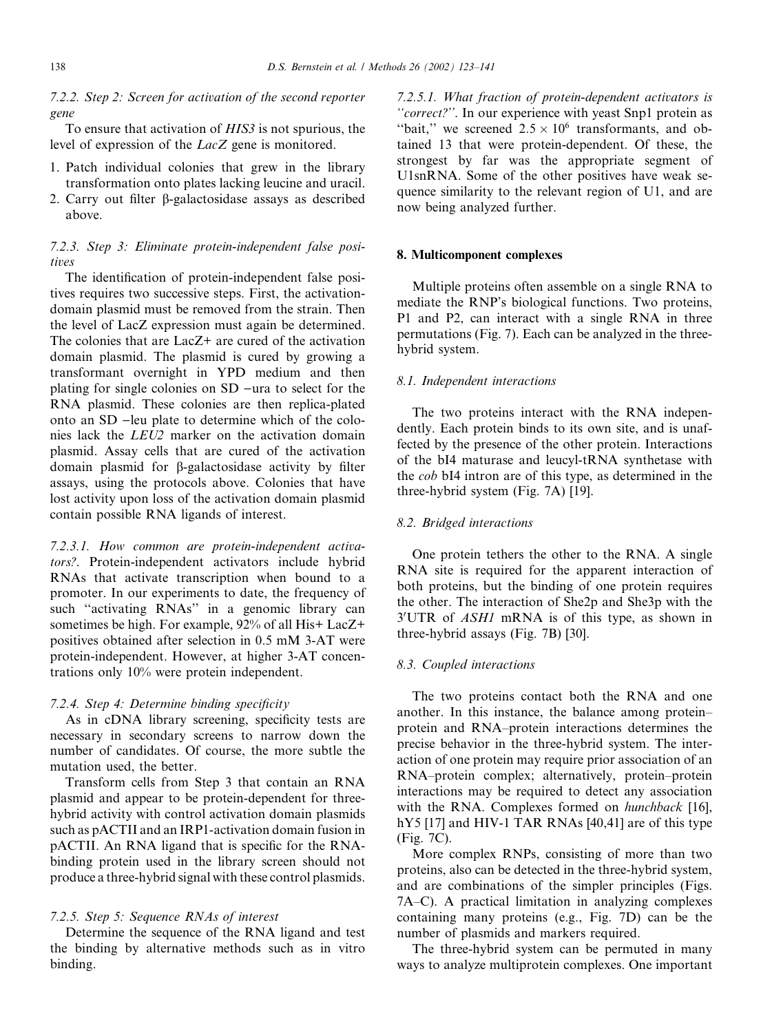#### 7.2.2. Step 2: Screen for activation of the second reporter gene

To ensure that activation of *HIS3* is not spurious, the level of expression of the *LacZ* gene is monitored.

1. Patch individual colonies that grew in the library transformation onto plates lacking leucine and uracil.
2. Carry out filter β-galactosidase assays as described above.

#### 7.2.3. Step 3: Eliminate protein-independent false positives

The identification of protein-independent false positives requires two successive steps. First, the activation-domain plasmid must be removed from the strain. Then the level of LacZ expression must again be determined. The colonies that are LacZ+ are cured of the activation domain plasmid. The plasmid is cured by growing a transformant overnight in YPD medium and then plating for single colonies on SD −ura to select for the RNA plasmid. These colonies are then replica-plated onto an SD −leu plate to determine which of the colonies lack the *LEU2* marker on the activation domain plasmid. Assay cells that are cured of the activation domain plasmid for β-galactosidase activity by filter assays, using the protocols above. Colonies that have lost activity upon loss of the activation domain plasmid contain possible RNA ligands of interest.

##### 7.2.3.1. How common are protein-independent activators?

Protein-independent activators include hybrid RNAs that activate transcription when bound to a promoter. In our experiments to date, the frequency of such "activating RNAs" in a genomic library can sometimes be high. For example, 92% of all His+ LacZ+ positives obtained after selection in 0.5 mM 3-AT were protein-independent. However, at higher 3-AT concentrations only 10% were protein independent.

#### 7.2.4. Step 4: Determine binding specificity

As in cDNA library screening, specificity tests are necessary in secondary screens to narrow down the number of candidates. Of course, the more subtle the mutation used, the better.

Transform cells from Step 3 that contain an RNA plasmid and appear to be protein-dependent for three-hybrid activity with control activation domain plasmids such as pACTII and an IRP1-activation domain fusion in pACTII. An RNA ligand that is specific for the RNA-binding protein used in the library screen should not produce a three-hybrid signal with these control plasmids.

#### 7.2.5. Step 5: Sequence RNAs of interest

Determine the sequence of the RNA ligand and test the binding by alternative methods such as in vitro binding.

##### 7.2.5.1. What fraction of protein-dependent activators is "correct?"

In our experience with yeast Snp1 protein as "bait," we screened $2.5 \times 10^6$ transformants, and obtained 13 that were protein-dependent. Of these, the strongest by far was the appropriate segment of U1snRNA. Some of the other positives have weak sequence similarity to the relevant region of U1, and are now being analyzed further.

## 8. Multicomponent complexes

Multiple proteins often assemble on a single RNA to mediate the RNP's biological functions. Two proteins, P1 and P2, can interact with a single RNA in three permutations (Fig. 7). Each can be analyzed in the three-hybrid system.

### 8.1. Independent interactions

The two proteins interact with the RNA independently. Each protein binds to its own site, and is unaffected by the presence of the other protein. Interactions of the bI4 maturase and leucyl-tRNA synthetase with the *cob* bI4 intron are of this type, as determined in the three-hybrid system (Fig. 7A) [19].

### 8.2. Bridged interactions

One protein tethers the other to the RNA. A single RNA site is required for the apparent interaction of both proteins, but the binding of one protein requires the other. The interaction of She2p and She3p with the 3′UTR of *ASH1* mRNA is of this type, as shown in three-hybrid assays (Fig. 7B) [30].

### 8.3. Coupled interactions

The two proteins contact both the RNA and one another. In this instance, the balance among protein–protein and RNA–protein interactions determines the precise behavior in the three-hybrid system. The interaction of one protein may require prior association of an RNA–protein complex; alternatively, protein–protein interactions may be required to detect any association with the RNA. Complexes formed on *hunchback* [16], hY5 [17] and HIV-1 TAR RNAs [40,41] are of this type (Fig. 7C).

More complex RNPs, consisting of more than two proteins, also can be detected in the three-hybrid system, and are combinations of the simpler principles (Figs. 7A–C). A practical limitation in analyzing complexes containing many proteins (e.g., Fig. 7D) can be the number of plasmids and markers required.

The three-hybrid system can be permuted in many ways to analyze multiprotein complexes. One important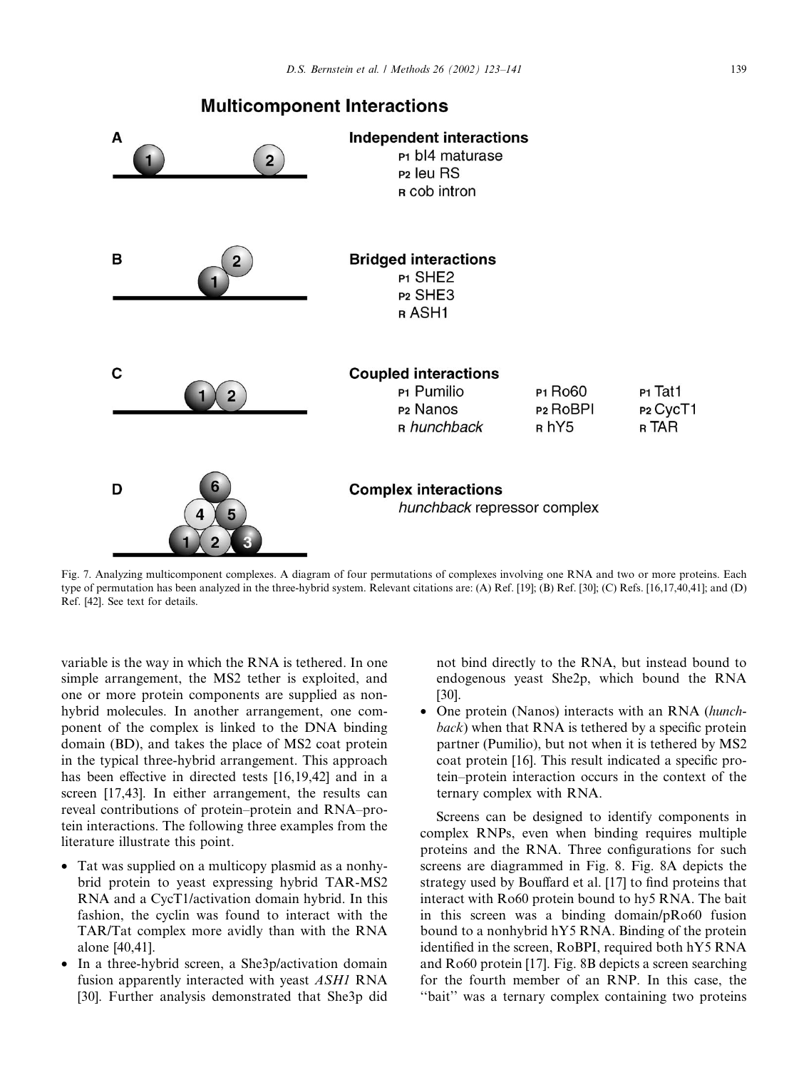## Multicomponent Interactions

**A** **Independent interactions**
P1 bI4 maturase
P2 leu RS
R cob intron

**B** **Bridged interactions**
P1 SHE2
P2 SHE3
R ASH1

**C** **Coupled interactions**

| P1 Pumilio | P1 Ro60 | P1 Tat1 |
|---|---|---|
| P2 Nanos | P2 RoBPI | P2 CycT1 |
| R *hunchback* | R hY5 | R TAR |

**D** **Complex interactions**
*hunchback* repressor complex

Fig. 7. Analyzing multicomponent complexes. A diagram of four permutations of complexes involving one RNA and two or more proteins. Each type of permutation has been analyzed in the three-hybrid system. Relevant citations are: (A) Ref. [19]; (B) Ref. [30]; (C) Refs. [16,17,40,41]; and (D) Ref. [42]. See text for details.

variable is the way in which the RNA is tethered. In one simple arrangement, the MS2 tether is exploited, and one or more protein components are supplied as nonhybrid molecules. In another arrangement, one component of the complex is linked to the DNA binding domain (BD), and takes the place of MS2 coat protein in the typical three-hybrid arrangement. This approach has been effective in directed tests [16,19,42] and in a screen [17,43]. In either arrangement, the results can reveal contributions of protein–protein and RNA–protein interactions. The following three examples from the literature illustrate this point.

- Tat was supplied on a multicopy plasmid as a nonhybrid protein to yeast expressing hybrid TAR-MS2 RNA and a CycT1/activation domain hybrid. In this fashion, the cyclin was found to interact with the TAR/Tat complex more avidly than with the RNA alone [40,41].
- In a three-hybrid screen, a She3p/activation domain fusion apparently interacted with yeast *ASH1* RNA [30]. Further analysis demonstrated that She3p did not bind directly to the RNA, but instead bound to endogenous yeast She2p, which bound the RNA [30].
- One protein (Nanos) interacts with an RNA (*hunchback*) when that RNA is tethered by a specific protein partner (Pumilio), but not when it is tethered by MS2 coat protein [16]. This result indicated a specific protein–protein interaction occurs in the context of the ternary complex with RNA.

Screens can be designed to identify components in complex RNPs, even when binding requires multiple proteins and the RNA. Three configurations for such screens are diagrammed in Fig. 8. Fig. 8A depicts the strategy used by Bouffard et al. [17] to find proteins that interact with Ro60 protein bound to hy5 RNA. The bait in this screen was a binding domain/pRo60 fusion bound to a nonhybrid hY5 RNA. Binding of the protein identified in the screen, RoBPI, required both hY5 RNA and Ro60 protein [17]. Fig. 8B depicts a screen searching for the fourth member of an RNP. In this case, the "bait" was a ternary complex containing two proteins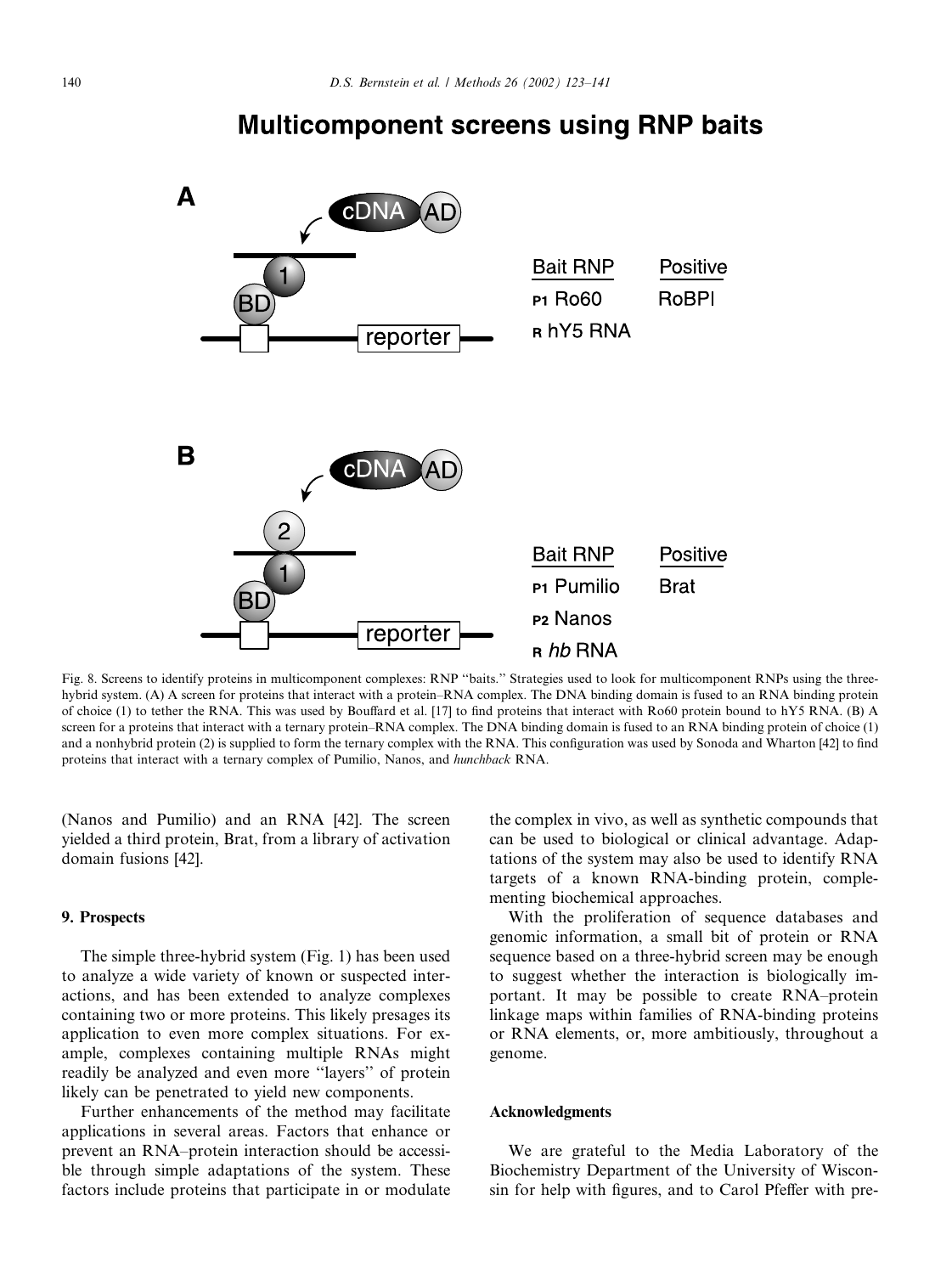# Multicomponent screens using RNP baits

Fig. 8. Screens to identify proteins in multicomponent complexes: RNP "baits." Strategies used to look for multicomponent RNPs using the three-hybrid system. (A) A screen for proteins that interact with a protein–RNA complex. The DNA binding domain is fused to an RNA binding protein of choice (1) to tether the RNA. This was used by Bouffard et al. [17] to find proteins that interact with Ro60 protein bound to hY5 RNA. (B) A screen for a proteins that interact with a ternary protein–RNA complex. The DNA binding domain is fused to an RNA binding protein of choice (1) and a nonhybrid protein (2) is supplied to form the ternary complex with the RNA. This configuration was used by Sonoda and Wharton [42] to find proteins that interact with a ternary complex of Pumilio, Nanos, and *hunchback* RNA.

(Nanos and Pumilio) and an RNA [42]. The screen yielded a third protein, Brat, from a library of activation domain fusions [42].

### 9. Prospects

The simple three-hybrid system (Fig. 1) has been used to analyze a wide variety of known or suspected interactions, and has been extended to analyze complexes containing two or more proteins. This likely presages its application to even more complex situations. For example, complexes containing multiple RNAs might readily be analyzed and even more "layers" of protein likely can be penetrated to yield new components.

Further enhancements of the method may facilitate applications in several areas. Factors that enhance or prevent an RNA–protein interaction should be accessible through simple adaptations of the system. These factors include proteins that participate in or modulate the complex in vivo, as well as synthetic compounds that can be used to biological or clinical advantage. Adaptations of the system may also be used to identify RNA targets of a known RNA-binding protein, complementing biochemical approaches.

With the proliferation of sequence databases and genomic information, a small bit of protein or RNA sequence based on a three-hybrid screen may be enough to suggest whether the interaction is biologically important. It may be possible to create RNA–protein linkage maps within families of RNA-binding proteins or RNA elements, or, more ambitiously, throughout a genome.

### Acknowledgments

We are grateful to the Media Laboratory of the Biochemistry Department of the University of Wisconsin for help with figures, and to Carol Pfeffer with pre-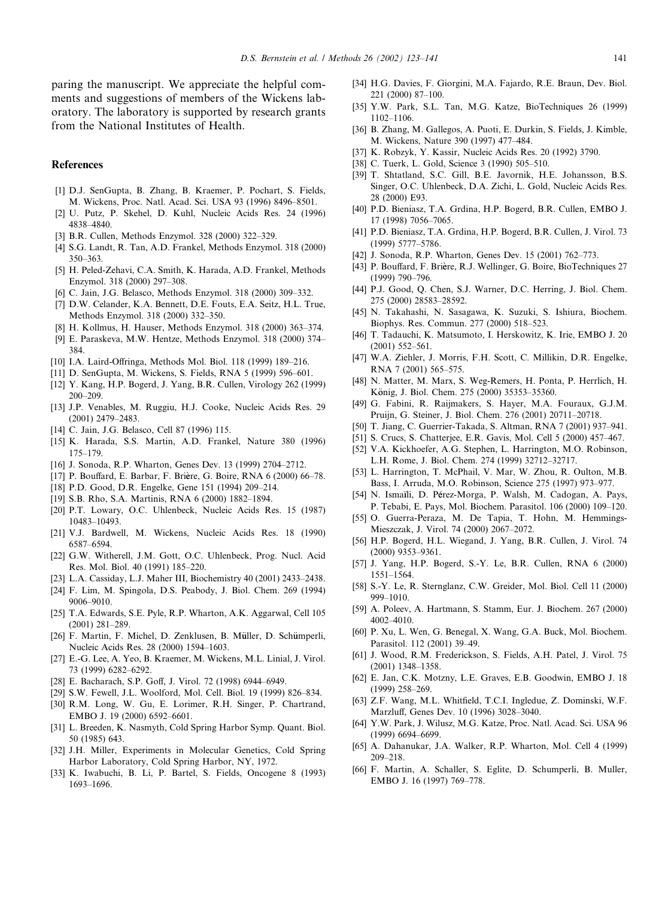paring the manuscript. We appreciate the helpful comments and suggestions of members of the Wickens laboratory. The laboratory is supported by research grants from the National Institutes of Health.

## References

[1] D.J. SenGupta, B. Zhang, B. Kraemer, P. Pochart, S. Fields, M. Wickens, Proc. Natl. Acad. Sci. USA 93 (1996) 8496–8501.

[2] U. Putz, P. Skehel, D. Kuhl, Nucleic Acids Res. 24 (1996) 4838–4840.

[3] B.R. Cullen, Methods Enzymol. 328 (2000) 322–329.

[4] S.G. Landt, R. Tan, A.D. Frankel, Methods Enzymol. 318 (2000) 350–363.

[5] H. Peled-Zehavi, C.A. Smith, K. Harada, A.D. Frankel, Methods Enzymol. 318 (2000) 297–308.

[6] C. Jain, J.G. Belasco, Methods Enzymol. 318 (2000) 309–332.

[7] D.W. Celander, K.A. Bennett, D.E. Fouts, E.A. Seitz, H.L. True, Methods Enzymol. 318 (2000) 332–350.

[8] H. Kollmus, H. Hauser, Methods Enzymol. 318 (2000) 363–374.

[9] E. Paraskeva, M.W. Hentze, Methods Enzymol. 318 (2000) 374–384.

[10] I.A. Laird-Offringa, Methods Mol. Biol. 118 (1999) 189–216.

[11] D. SenGupta, M. Wickens, S. Fields, RNA 5 (1999) 596–601.

[12] Y. Kang, H.P. Bogerd, J. Yang, B.R. Cullen, Virology 262 (1999) 200–209.

[13] J.P. Venables, M. Ruggiu, H.J. Cooke, Nucleic Acids Res. 29 (2001) 2479–2483.

[14] C. Jain, J.G. Belasco, Cell 87 (1996) 115.

[15] K. Harada, S.S. Martin, A.D. Frankel, Nature 380 (1996) 175–179.

[16] J. Sonoda, R.P. Wharton, Genes Dev. 13 (1999) 2704–2712.

[17] P. Bouffard, E. Barbar, F. Brière, G. Boire, RNA 6 (2000) 66–78.

[18] P.D. Good, D.R. Engelke, Gene 151 (1994) 209–214.

[19] S.B. Rho, S.A. Martinis, RNA 6 (2000) 1882–1894.

[20] P.T. Lowary, O.C. Uhlenbeck, Nucleic Acids Res. 15 (1987) 10483–10493.

[21] V.J. Bardwell, M. Wickens, Nucleic Acids Res. 18 (1990) 6587–6594.

[22] G.W. Witherell, J.M. Gott, O.C. Uhlenbeck, Prog. Nucl. Acid Res. Mol. Biol. 40 (1991) 185–220.

[23] L.A. Cassiday, L.J. Maher III, Biochemistry 40 (2001) 2433–2438.

[24] F. Lim, M. Spingola, D.S. Peabody, J. Biol. Chem. 269 (1994) 9006–9010.

[25] T.A. Edwards, S.E. Pyle, R.P. Wharton, A.K. Aggarwal, Cell 105 (2001) 281–289.

[26] F. Martin, F. Michel, D. Zenklusen, B. Müller, D. Schümperli, Nucleic Acids Res. 28 (2000) 1594–1603.

[27] E.-G. Lee, A. Yeo, B. Kraemer, M. Wickens, M.L. Linial, J. Virol. 73 (1999) 6282–6292.

[28] E. Bacharach, S.P. Goff, J. Virol. 72 (1998) 6944–6949.

[29] S.W. Fewell, J.L. Woolford, Mol. Cell. Biol. 19 (1999) 826–834.

[30] R.M. Long, W. Gu, E. Lorimer, R.H. Singer, P. Chartrand, EMBO J. 19 (2000) 6592–6601.

[31] L. Breeden, K. Nasmyth, Cold Spring Harbor Symp. Quant. Biol. 50 (1985) 643.

[32] J.H. Miller, Experiments in Molecular Genetics, Cold Spring Harbor Laboratory, Cold Spring Harbor, NY, 1972.

[33] K. Iwabuchi, B. Li, P. Bartel, S. Fields, Oncogene 8 (1993) 1693–1696.

[34] H.G. Davies, F. Giorgini, M.A. Fajardo, R.E. Braun, Dev. Biol. 221 (2000) 87–100.

[35] Y.W. Park, S.L. Tan, M.G. Katze, BioTechniques 26 (1999) 1102–1106.

[36] B. Zhang, M. Gallegos, A. Puoti, E. Durkin, S. Fields, J. Kimble, M. Wickens, Nature 390 (1997) 477–484.

[37] K. Robzyk, Y. Kassir, Nucleic Acids Res. 20 (1992) 3790.

[38] C. Tuerk, L. Gold, Science 3 (1990) 505–510.

[39] T. Shtatland, S.C. Gill, B.E. Javornik, H.E. Johansson, B.S. Singer, O.C. Uhlenbeck, D.A. Zichi, L. Gold, Nucleic Acids Res. 28 (2000) E93.

[40] P.D. Bieniasz, T.A. Grdina, H.P. Bogerd, B.R. Cullen, EMBO J. 17 (1998) 7056–7065.

[41] P.D. Bieniasz, T.A. Grdina, H.P. Bogerd, B.R. Cullen, J. Virol. 73 (1999) 5777–5786.

[42] J. Sonoda, R.P. Wharton, Genes Dev. 15 (2001) 762–773.

[43] P. Bouffard, F. Brière, R.J. Wellinger, G. Boire, BioTechniques 27 (1999) 790–796.

[44] P.J. Good, Q. Chen, S.J. Warner, D.C. Herring, J. Biol. Chem. 275 (2000) 28583–28592.

[45] N. Takahashi, N. Sasagawa, K. Suzuki, S. Ishiura, Biochem. Biophys. Res. Commun. 277 (2000) 518–523.

[46] T. Tadauchi, K. Matsumoto, I. Herskowitz, K. Irie, EMBO J. 20 (2001) 552–561.

[47] W.A. Ziehler, J. Morris, F.H. Scott, C. Millikin, D.R. Engelke, RNA 7 (2001) 565–575.

[48] N. Matter, M. Marx, S. Weg-Remers, H. Ponta, P. Herrlich, H. König, J. Biol. Chem. 275 (2000) 35353–35360.

[49] G. Fabini, R. Raijmakers, S. Hayer, M.A. Fouraux, G.J.M. Pruijn, G. Steiner, J. Biol. Chem. 276 (2001) 20711–20718.

[50] T. Jiang, C. Guerrier-Takada, S. Altman, RNA 7 (2001) 937–941.

[51] S. Crucs, S. Chatterjee, E.R. Gavis, Mol. Cell 5 (2000) 457–467.

[52] V.A. Kickhoefer, A.G. Stephen, L. Harrington, M.O. Robinson, L.H. Rome, J. Biol. Chem. 274 (1999) 32712–32717.

[53] L. Harrington, T. McPhail, V. Mar, W. Zhou, R. Oulton, M.B. Bass, I. Arruda, M.O. Robinson, Science 275 (1997) 973–977.

[54] N. Ismaïli, D. Pérez-Morga, P. Walsh, M. Cadogan, A. Pays, P. Tebabi, E. Pays, Mol. Biochem. Parasitol. 106 (2000) 109–120.

[55] O. Guerra-Peraza, M. De Tapia, T. Hohn, M. Hemmings-Mieszczak, J. Virol. 74 (2000) 2067–2072.

[56] H.P. Bogerd, H.L. Wiegand, J. Yang, B.R. Cullen, J. Virol. 74 (2000) 9353–9361.

[57] J. Yang, H.P. Bogerd, S.-Y. Le, B.R. Cullen, RNA 6 (2000) 1551–1564.

[58] S.-Y. Le, R. Sternglanz, C.W. Greider, Mol. Biol. Cell 11 (2000) 999–1010.

[59] A. Poleev, A. Hartmann, S. Stamm, Eur. J. Biochem. 267 (2000) 4002–4010.

[60] P. Xu, L. Wen, G. Benegal, X. Wang, G.A. Buck, Mol. Biochem. Parasitol. 112 (2001) 39–49.

[61] J. Wood, R.M. Frederickson, S. Fields, A.H. Patel, J. Virol. 75 (2001) 1348–1358.

[62] E. Jan, C.K. Motzny, L.E. Graves, E.B. Goodwin, EMBO J. 18 (1999) 258–269.

[63] Z.F. Wang, M.L. Whitfield, T.C.I. Ingledue, Z. Dominski, W.F. Marzluff, Genes Dev. 10 (1996) 3028–3040.

[64] Y.W. Park, J. Wilusz, M.G. Katze, Proc. Natl. Acad. Sci. USA 96 (1999) 6694–6699.

[65] A. Dahanukar, J.A. Walker, R.P. Wharton, Mol. Cell 4 (1999) 209–218.

[66] F. Martin, A. Schaller, S. Eglite, D. Schumperli, B. Muller, EMBO J. 16 (1997) 769–778.